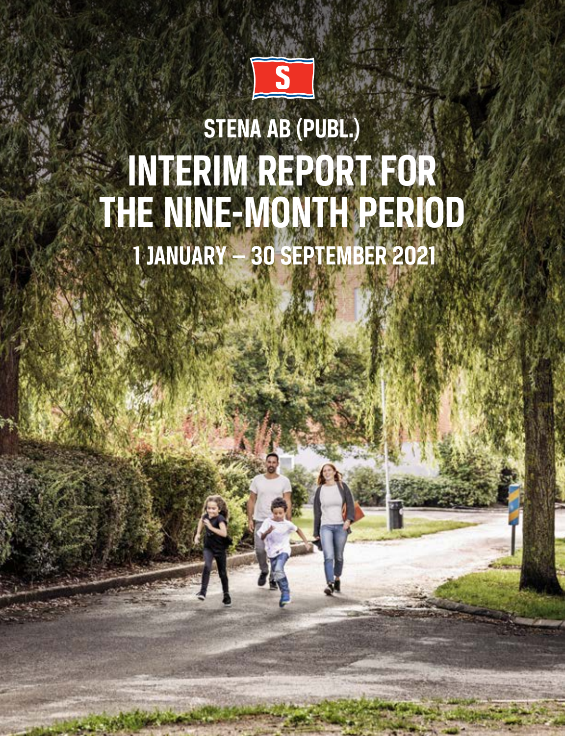# STENA AB (PUBL.)

# INTERIM REPORT FOR THE NINE-MONTH PERIOD

## 1 JANUARY – 30 SEPTEMBER 2021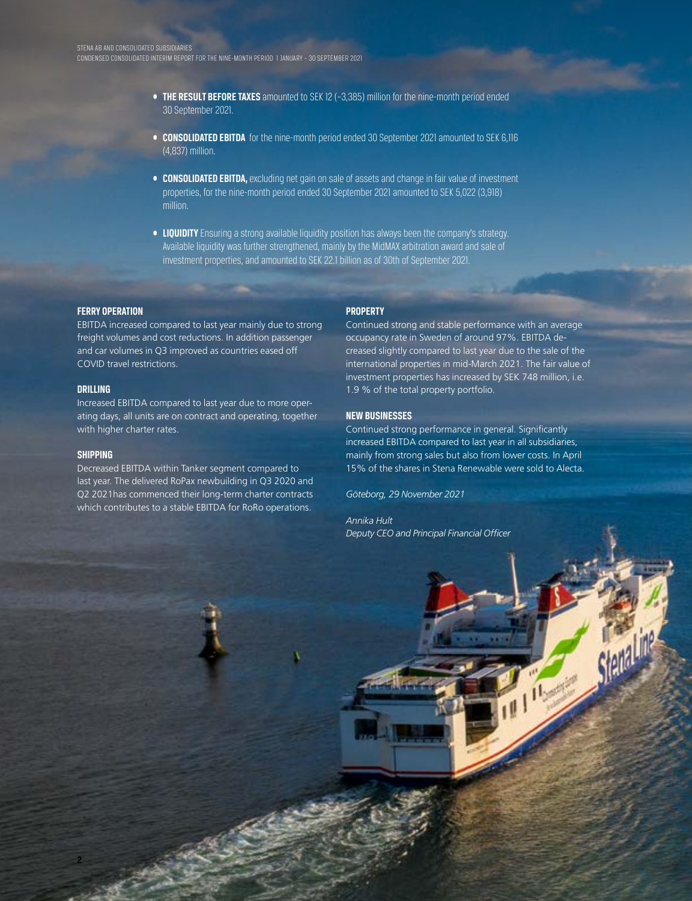- **THE RESULT BEFORE TAXES** amounted to SEK 12 (–3,385) million for the nine-month period ended 30 September 2021.
- **CONSOLIDATED EBITDA** for the nine-month period ended 30 September 2021 amounted to SEK 6,116 (4,837) million.
- **CONSOLIDATED EBITDA,** excluding net gain on sale of assets and change in fair value of investment properties, for the nine-month period ended 30 September 2021 amounted to SEK 5,022 (3,918) million.
- **LIQUIDITY** Ensuring a strong available liquidity position has always been the company's strategy. Available liquidity was further strengthened, mainly by the MidMAX arbitration award and sale of investment properties, and amounted to SEK 22.1 billion as of 30th of September 2021.

### FERRY OPERATION

EBITDA increased compared to last year mainly due to strong freight volumes and cost reductions. In addition passenger and car volumes in Q3 improved as countries eased off COVID travel restrictions.

### DRILLING

Increased EBITDA compared to last year due to more operating days, all units are on contract and operating, together with higher charter rates.

### SHIPPING

Decreased EBITDA within Tanker segment compared to last year. The delivered RoPax newbuilding in Q3 2020 and Q2 2021has commenced their long-term charter contracts which contributes to a stable EBITDA for RoRo operations.

### PROPERTY

Continued strong and stable performance with an average occupancy rate in Sweden of around 97%. EBITDA decreased slightly compared to last year due to the sale of the international properties in mid-March 2021. The fair value of investment properties has increased by SEK 748 million, i.e. 1.9 % of the total property portfolio.

### NEW BUSINESSES

Continued strong performance in general. Significantly increased EBITDA compared to last year in all subsidiaries, mainly from strong sales but also from lower costs. In April 15% of the shares in Stena Renewable were sold to Alecta.

*Göteborg, 29 November 2021*

*Annika Hult*
*Deputy CEO and Principal Financial Officer*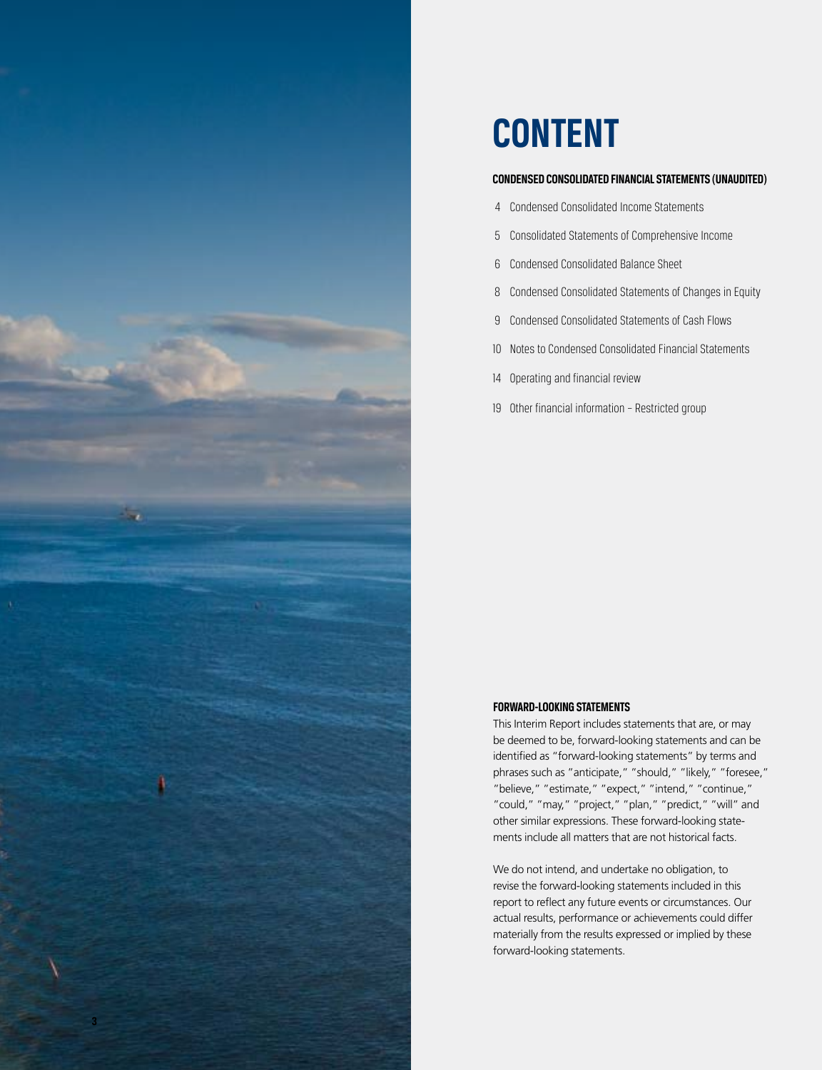# CONTENT

### CONDENSED CONSOLIDATED FINANCIAL STATEMENTS (UNAUDITED)

4 Condensed Consolidated Income Statements

5 Consolidated Statements of Comprehensive Income

6 Condensed Consolidated Balance Sheet

8 Condensed Consolidated Statements of Changes in Equity

9 Condensed Consolidated Statements of Cash Flows

10 Notes to Condensed Consolidated Financial Statements

14 Operating and financial review

19 Other financial information – Restricted group

### FORWARD-LOOKING STATEMENTS

This Interim Report includes statements that are, or may be deemed to be, forward-looking statements and can be identified as "forward-looking statements" by terms and phrases such as "anticipate," "should," "likely," "foresee," "believe," "estimate," "expect," "intend," "continue," "could," "may," "project," "plan," "predict," "will" and other similar expressions. These forward-looking statements include all matters that are not historical facts.

We do not intend, and undertake no obligation, to revise the forward-looking statements included in this report to reflect any future events or circumstances. Our actual results, performance or achievements could differ materially from the results expressed or implied by these forward-looking statements.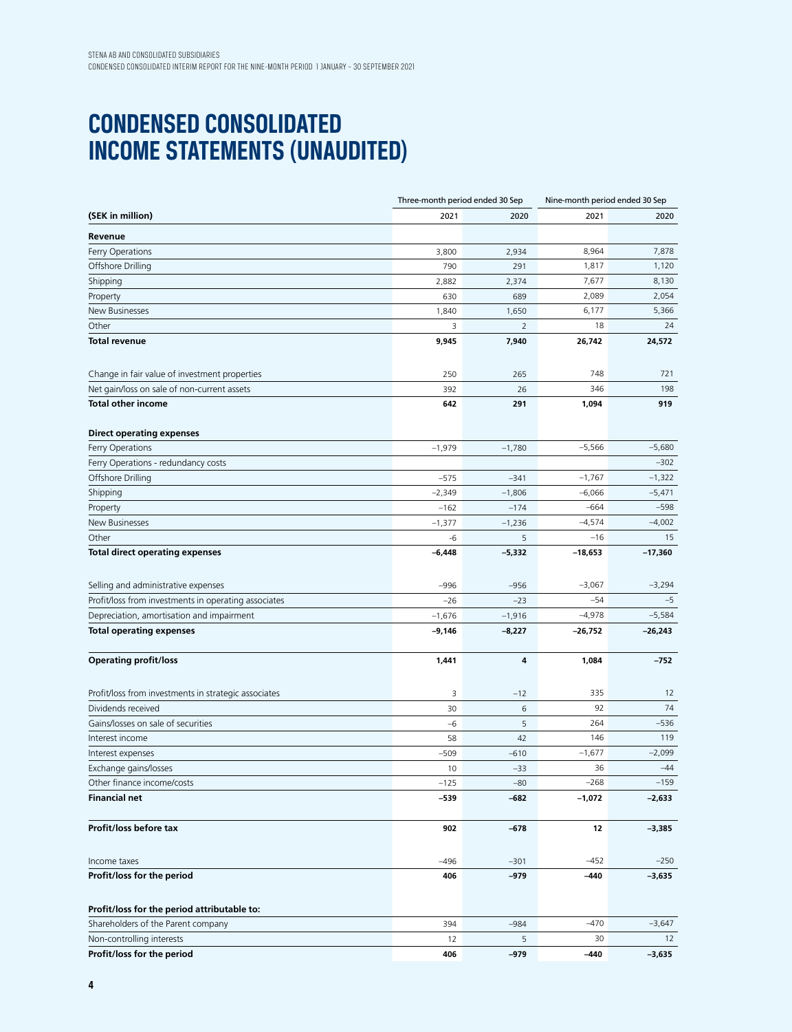# CONDENSED CONSOLIDATED INCOME STATEMENTS (UNAUDITED)

| (SEK in million) | Three-month period ended 30 Sep 2021 | Three-month period ended 30 Sep 2020 | Nine-month period ended 30 Sep 2021 | Nine-month period ended 30 Sep 2020 |
|---|---|---|---|---|
| **Revenue** | | | | |
| Ferry Operations | 3,800 | 2,934 | 8,964 | 7,878 |
| Offshore Drilling | 790 | 291 | 1,817 | 1,120 |
| Shipping | 2,882 | 2,374 | 7,677 | 8,130 |
| Property | 630 | 689 | 2,089 | 2,054 |
| New Businesses | 1,840 | 1,650 | 6,177 | 5,366 |
| Other | 3 | 2 | 18 | 24 |
| **Total revenue** | **9,945** | **7,940** | **26,742** | **24,572** |
| | | | | |
| Change in fair value of investment properties | 250 | 265 | 748 | 721 |
| Net gain/loss on sale of non-current assets | 392 | 26 | 346 | 198 |
| **Total other income** | **642** | **291** | **1,094** | **919** |
| | | | | |
| **Direct operating expenses** | | | | |
| Ferry Operations | –1,979 | –1,780 | –5,566 | –5,680 |
| Ferry Operations - redundancy costs | | | | –302 |
| Offshore Drilling | –575 | –341 | –1,767 | –1,322 |
| Shipping | –2,349 | –1,806 | –6,066 | –5,471 |
| Property | –162 | –174 | –664 | –598 |
| New Businesses | –1,377 | –1,236 | –4,574 | –4,002 |
| Other | -6 | 5 | –16 | 15 |
| **Total direct operating expenses** | **–6,448** | **–5,332** | **–18,653** | **–17,360** |
| | | | | |
| Selling and administrative expenses | –996 | –956 | –3,067 | –3,294 |
| Profit/loss from investments in operating associates | –26 | –23 | –54 | –5 |
| Depreciation, amortisation and impairment | –1,676 | –1,916 | –4,978 | –5,584 |
| **Total operating expenses** | **–9,146** | **–8,227** | **–26,752** | **–26,243** |
| | | | | |
| **Operating profit/loss** | **1,441** | **4** | **1,084** | **–752** |
| | | | | |
| Profit/loss from investments in strategic associates | 3 | –12 | 335 | 12 |
| Dividends received | 30 | 6 | 92 | 74 |
| Gains/losses on sale of securities | –6 | 5 | 264 | –536 |
| Interest income | 58 | 42 | 146 | 119 |
| Interest expenses | –509 | –610 | –1,677 | –2,099 |
| Exchange gains/losses | 10 | –33 | 36 | –44 |
| Other finance income/costs | –125 | –80 | –268 | –159 |
| **Financial net** | **–539** | **–682** | **–1,072** | **–2,633** |
| | | | | |
| **Profit/loss before tax** | **902** | **–678** | **12** | **–3,385** |
| | | | | |
| Income taxes | –496 | –301 | –452 | –250 |
| **Profit/loss for the period** | **406** | **–979** | **–440** | **–3,635** |
| | | | | |
| **Profit/loss for the period attributable to:** | | | | |
| Shareholders of the Parent company | 394 | –984 | –470 | –3,647 |
| Non-controlling interests | 12 | 5 | 30 | 12 |
| **Profit/loss for the period** | **406** | **–979** | **–440** | **–3,635** |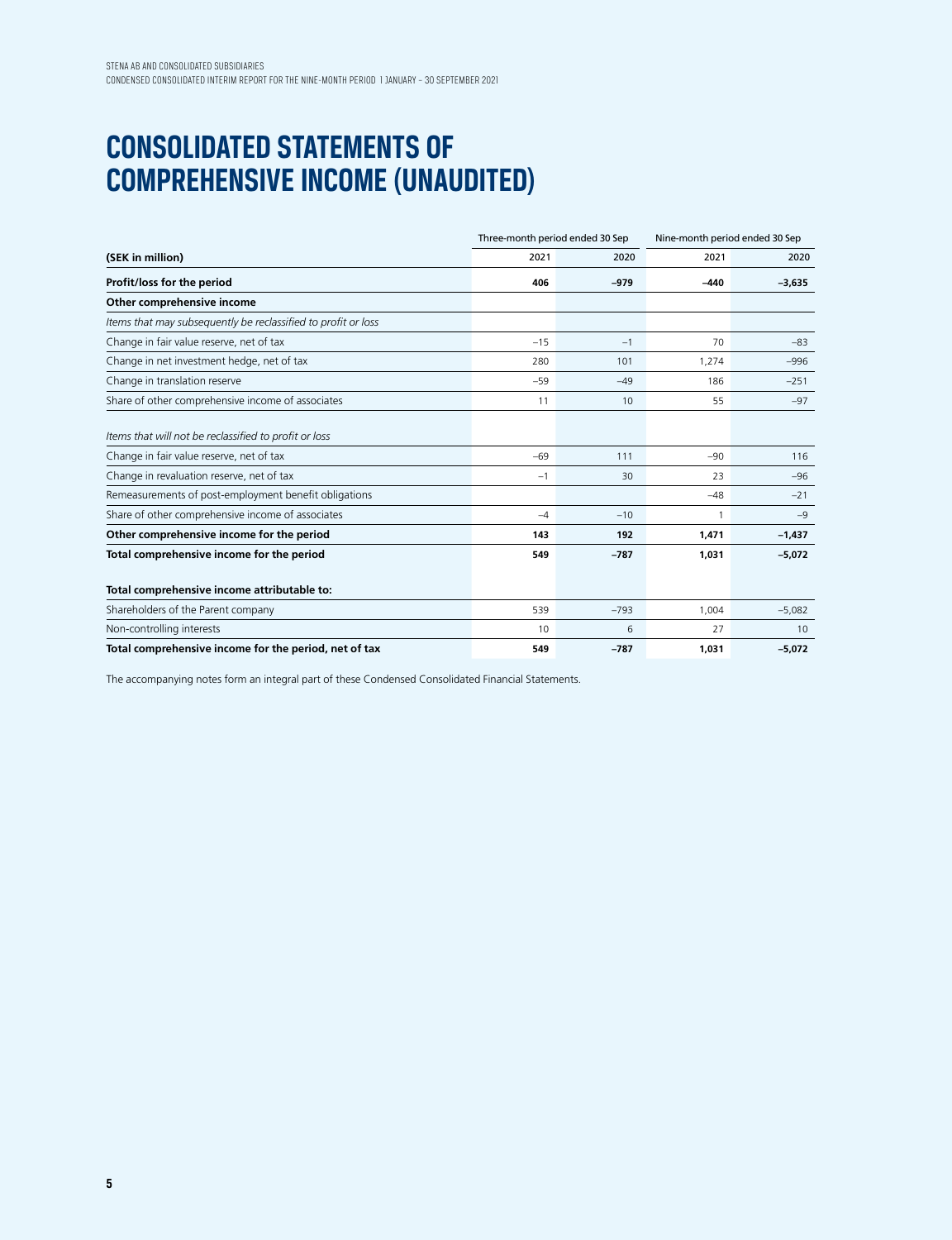# CONSOLIDATED STATEMENTS OF COMPREHENSIVE INCOME (UNAUDITED)

| | Three-month period ended 30 Sep | | Nine-month period ended 30 Sep | |
|---|---|---|---|---|
| **(SEK in million)** | 2021 | 2020 | 2021 | 2020 |
| **Profit/loss for the period** | **406** | **–979** | **–440** | **–3,635** |
| **Other comprehensive income** | | | | |
| *Items that may subsequently be reclassified to profit or loss* | | | | |
| Change in fair value reserve, net of tax | –15 | –1 | 70 | –83 |
| Change in net investment hedge, net of tax | 280 | 101 | 1,274 | –996 |
| Change in translation reserve | –59 | –49 | 186 | –251 |
| Share of other comprehensive income of associates | 11 | 10 | 55 | –97 |
| *Items that will not be reclassified to profit or loss* | | | | |
| Change in fair value reserve, net of tax | –69 | 111 | –90 | 116 |
| Change in revaluation reserve, net of tax | –1 | 30 | 23 | –96 |
| Remeasurements of post-employment benefit obligations | | | –48 | –21 |
| Share of other comprehensive income of associates | –4 | –10 | 1 | –9 |
| **Other comprehensive income for the period** | **143** | **192** | **1,471** | **–1,437** |
| **Total comprehensive income for the period** | **549** | **–787** | **1,031** | **–5,072** |
| **Total comprehensive income attributable to:** | | | | |
| Shareholders of the Parent company | 539 | –793 | 1,004 | –5,082 |
| Non-controlling interests | 10 | 6 | 27 | 10 |
| **Total comprehensive income for the period, net of tax** | **549** | **–787** | **1,031** | **–5,072** |

The accompanying notes form an integral part of these Condensed Consolidated Financial Statements.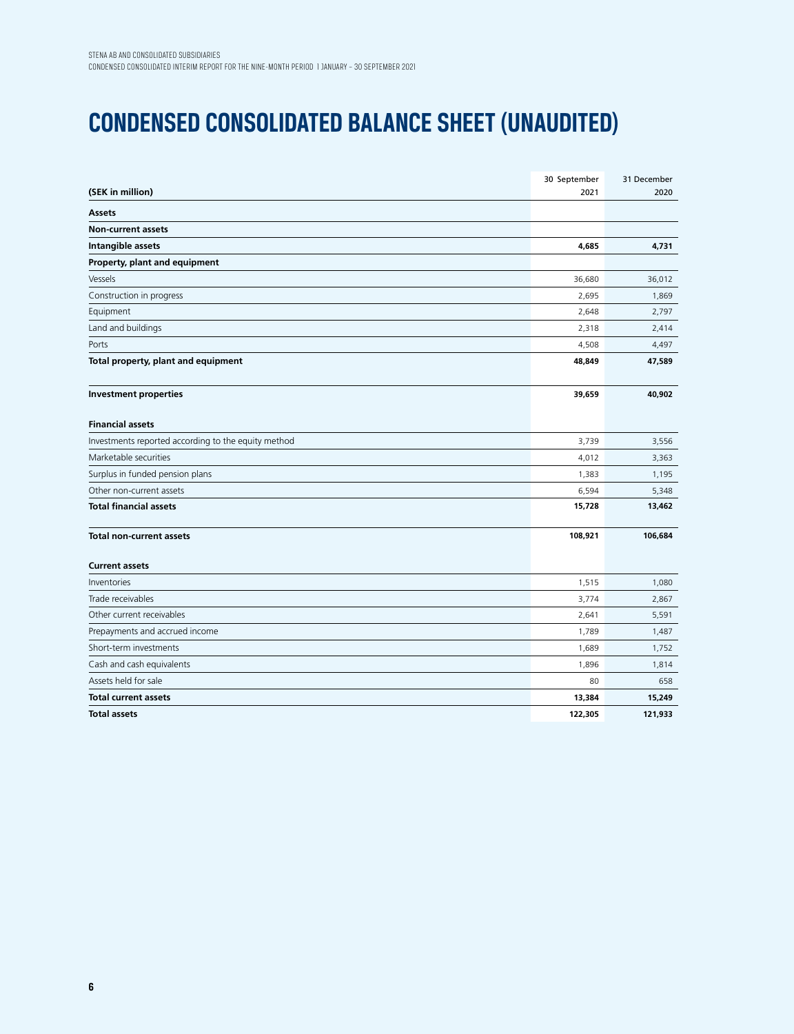# CONDENSED CONSOLIDATED BALANCE SHEET (UNAUDITED)

| (SEK in million) | 30 September 2021 | 31 December 2020 |
|---|---|---|
| **Assets** | | |
| **Non-current assets** | | |
| **Intangible assets** | **4,685** | **4,731** |
| **Property, plant and equipment** | | |
| Vessels | 36,680 | 36,012 |
| Construction in progress | 2,695 | 1,869 |
| Equipment | 2,648 | 2,797 |
| Land and buildings | 2,318 | 2,414 |
| Ports | 4,508 | 4,497 |
| **Total property, plant and equipment** | **48,849** | **47,589** |
| | | |
| **Investment properties** | **39,659** | **40,902** |
| | | |
| **Financial assets** | | |
| Investments reported according to the equity method | 3,739 | 3,556 |
| Marketable securities | 4,012 | 3,363 |
| Surplus in funded pension plans | 1,383 | 1,195 |
| Other non-current assets | 6,594 | 5,348 |
| **Total financial assets** | **15,728** | **13,462** |
| | | |
| **Total non-current assets** | **108,921** | **106,684** |
| | | |
| **Current assets** | | |
| Inventories | 1,515 | 1,080 |
| Trade receivables | 3,774 | 2,867 |
| Other current receivables | 2,641 | 5,591 |
| Prepayments and accrued income | 1,789 | 1,487 |
| Short-term investments | 1,689 | 1,752 |
| Cash and cash equivalents | 1,896 | 1,814 |
| Assets held for sale | 80 | 658 |
| **Total current assets** | **13,384** | **15,249** |
| **Total assets** | **122,305** | **121,933** |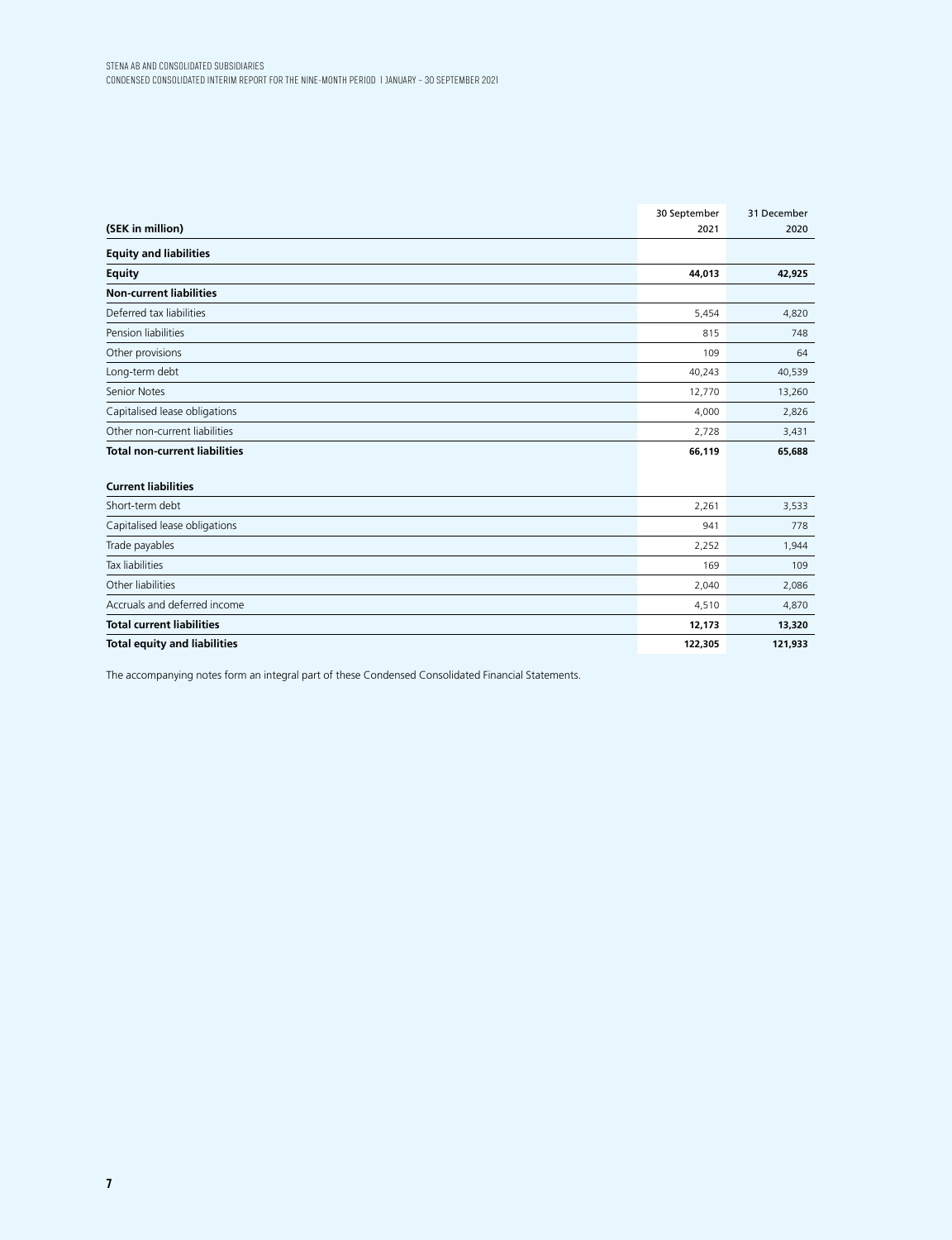| (SEK in million) | 30 September 2021 | 31 December 2020 |
|---|---|---|
| **Equity and liabilities** | | |
| **Equity** | **44,013** | **42,925** |
| **Non-current liabilities** | | |
| Deferred tax liabilities | 5,454 | 4,820 |
| Pension liabilities | 815 | 748 |
| Other provisions | 109 | 64 |
| Long-term debt | 40,243 | 40,539 |
| Senior Notes | 12,770 | 13,260 |
| Capitalised lease obligations | 4,000 | 2,826 |
| Other non-current liabilities | 2,728 | 3,431 |
| **Total non-current liabilities** | **66,119** | **65,688** |
| **Current liabilities** | | |
| Short-term debt | 2,261 | 3,533 |
| Capitalised lease obligations | 941 | 778 |
| Trade payables | 2,252 | 1,944 |
| Tax liabilities | 169 | 109 |
| Other liabilities | 2,040 | 2,086 |
| Accruals and deferred income | 4,510 | 4,870 |
| **Total current liabilities** | **12,173** | **13,320** |
| **Total equity and liabilities** | **122,305** | **121,933** |

The accompanying notes form an integral part of these Condensed Consolidated Financial Statements.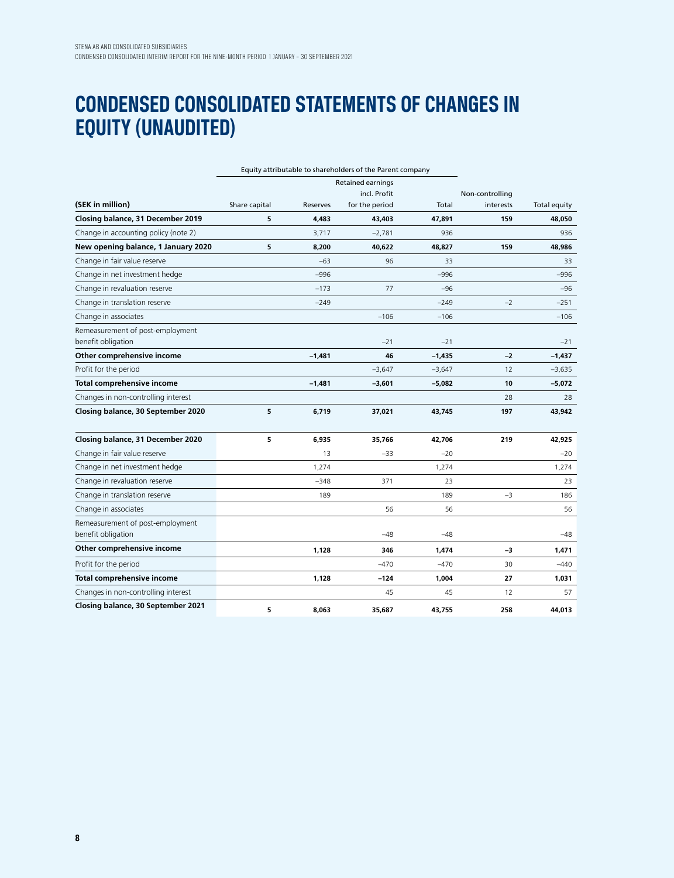# CONDENSED CONSOLIDATED STATEMENTS OF CHANGES IN EQUITY (UNAUDITED)

| (SEK in million) | Equity attributable to shareholders of the Parent company | | | | | |
|---|---|---|---|---|---|---|
| | Share capital | Reserves | Retained earnings incl. Profit for the period | Total | Non-controlling interests | Total equity |
| **Closing balance, 31 December 2019** | **5** | **4,483** | **43,403** | **47,891** | **159** | **48,050** |
| Change in accounting policy (note 2) | | 3,717 | –2,781 | 936 | | 936 |
| **New opening balance, 1 January 2020** | **5** | **8,200** | **40,622** | **48,827** | **159** | **48,986** |
| Change in fair value reserve | | –63 | 96 | 33 | | 33 |
| Change in net investment hedge | | –996 | | –996 | | –996 |
| Change in revaluation reserve | | –173 | 77 | –96 | | –96 |
| Change in translation reserve | | –249 | | –249 | –2 | –251 |
| Change in associates | | | –106 | –106 | | –106 |
| Remeasurement of post-employment benefit obligation | | | –21 | –21 | | –21 |
| **Other comprehensive income** | | **–1,481** | **46** | **–1,435** | **–2** | **–1,437** |
| Profit for the period | | | –3,647 | –3,647 | 12 | –3,635 |
| **Total comprehensive income** | | **–1,481** | **–3,601** | **–5,082** | **10** | **–5,072** |
| Changes in non-controlling interest | | | | | 28 | 28 |
| **Closing balance, 30 September 2020** | **5** | **6,719** | **37,021** | **43,745** | **197** | **43,942** |
| | | | | | | |
| **Closing balance, 31 December 2020** | **5** | **6,935** | **35,766** | **42,706** | **219** | **42,925** |
| Change in fair value reserve | | 13 | –33 | –20 | | –20 |
| Change in net investment hedge | | 1,274 | | 1,274 | | 1,274 |
| Change in revaluation reserve | | –348 | 371 | 23 | | 23 |
| Change in translation reserve | | 189 | | 189 | –3 | 186 |
| Change in associates | | | 56 | 56 | | 56 |
| Remeasurement of post-employment benefit obligation | | | –48 | –48 | | –48 |
| **Other comprehensive income** | | **1,128** | **346** | **1,474** | **–3** | **1,471** |
| Profit for the period | | | –470 | –470 | 30 | –440 |
| **Total comprehensive income** | | **1,128** | **–124** | **1,004** | **27** | **1,031** |
| Changes in non-controlling interest | | | 45 | 45 | 12 | 57 |
| **Closing balance, 30 September 2021** | **5** | **8,063** | **35,687** | **43,755** | **258** | **44,013** |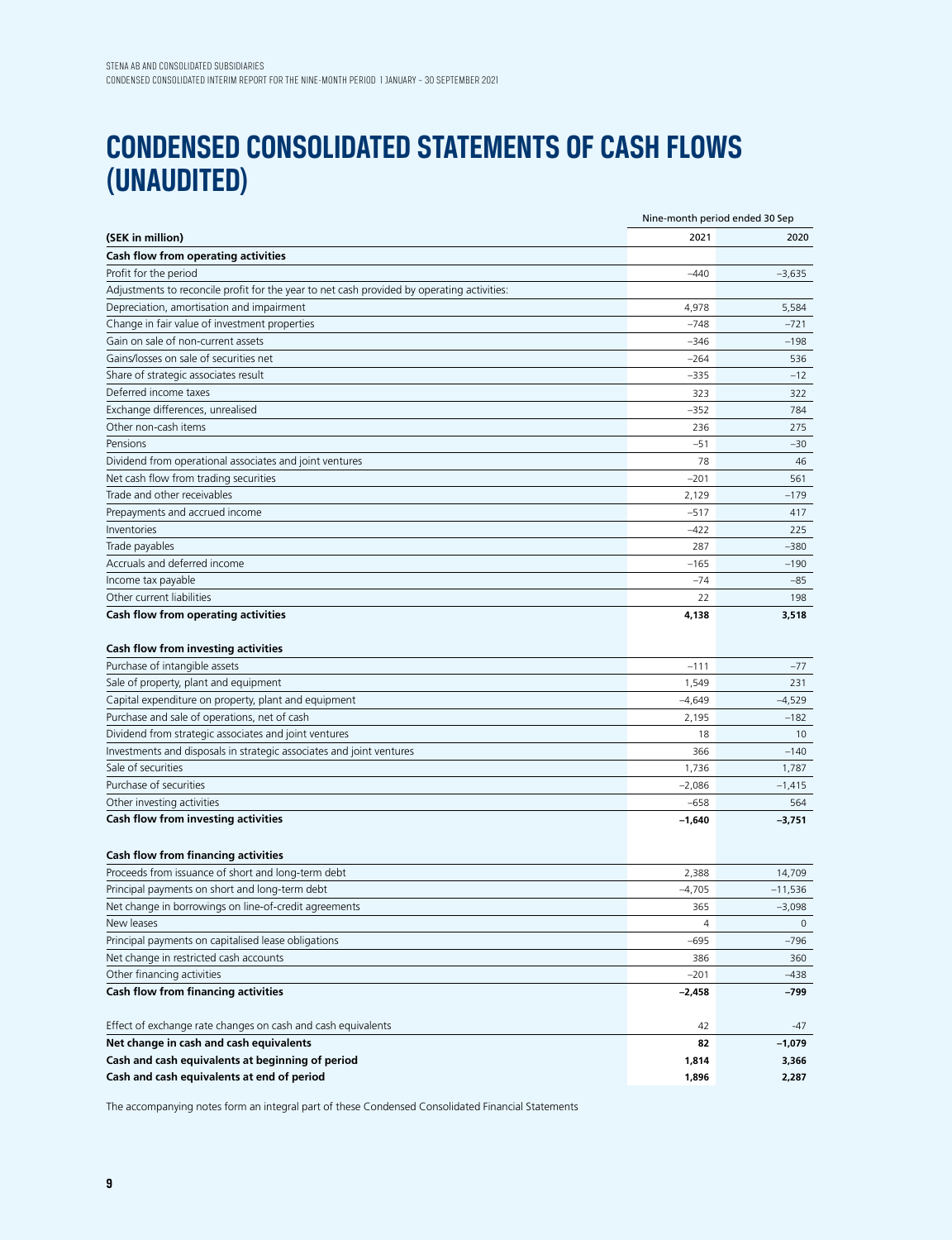# CONDENSED CONSOLIDATED STATEMENTS OF CASH FLOWS (UNAUDITED)

| | Nine-month period ended 30 Sep | |
|---|---|---|
| **(SEK in million)** | 2021 | 2020 |
| **Cash flow from operating activities** | | |
| Profit for the period | –440 | –3,635 |
| Adjustments to reconcile profit for the year to net cash provided by operating activities: | | |
| Depreciation, amortisation and impairment | 4,978 | 5,584 |
| Change in fair value of investment properties | –748 | –721 |
| Gain on sale of non-current assets | –346 | –198 |
| Gains/losses on sale of securities net | –264 | 536 |
| Share of strategic associates result | –335 | –12 |
| Deferred income taxes | 323 | 322 |
| Exchange differences, unrealised | –352 | 784 |
| Other non-cash items | 236 | 275 |
| Pensions | –51 | –30 |
| Dividend from operational associates and joint ventures | 78 | 46 |
| Net cash flow from trading securities | –201 | 561 |
| Trade and other receivables | 2,129 | –179 |
| Prepayments and accrued income | –517 | 417 |
| Inventories | –422 | 225 |
| Trade payables | 287 | –380 |
| Accruals and deferred income | –165 | –190 |
| Income tax payable | –74 | –85 |
| Other current liabilities | 22 | 198 |
| **Cash flow from operating activities** | **4,138** | **3,518** |
| | | |
| **Cash flow from investing activities** | | |
| Purchase of intangible assets | –111 | –77 |
| Sale of property, plant and equipment | 1,549 | 231 |
| Capital expenditure on property, plant and equipment | –4,649 | –4,529 |
| Purchase and sale of operations, net of cash | 2,195 | –182 |
| Dividend from strategic associates and joint ventures | 18 | 10 |
| Investments and disposals in strategic associates and joint ventures | 366 | –140 |
| Sale of securities | 1,736 | 1,787 |
| Purchase of securities | –2,086 | –1,415 |
| Other investing activities | –658 | 564 |
| **Cash flow from investing activities** | **–1,640** | **–3,751** |
| | | |
| **Cash flow from financing activities** | | |
| Proceeds from issuance of short and long-term debt | 2,388 | 14,709 |
| Principal payments on short and long-term debt | –4,705 | –11,536 |
| Net change in borrowings on line-of-credit agreements | 365 | –3,098 |
| New leases | 4 | 0 |
| Principal payments on capitalised lease obligations | –695 | –796 |
| Net change in restricted cash accounts | 386 | 360 |
| Other financing activities | –201 | –438 |
| **Cash flow from financing activities** | **–2,458** | **–799** |
| | | |
| Effect of exchange rate changes on cash and cash equivalents | 42 | -47 |
| **Net change in cash and cash equivalents** | **82** | **–1,079** |
| **Cash and cash equivalents at beginning of period** | **1,814** | **3,366** |
| **Cash and cash equivalents at end of period** | **1,896** | **2,287** |

The accompanying notes form an integral part of these Condensed Consolidated Financial Statements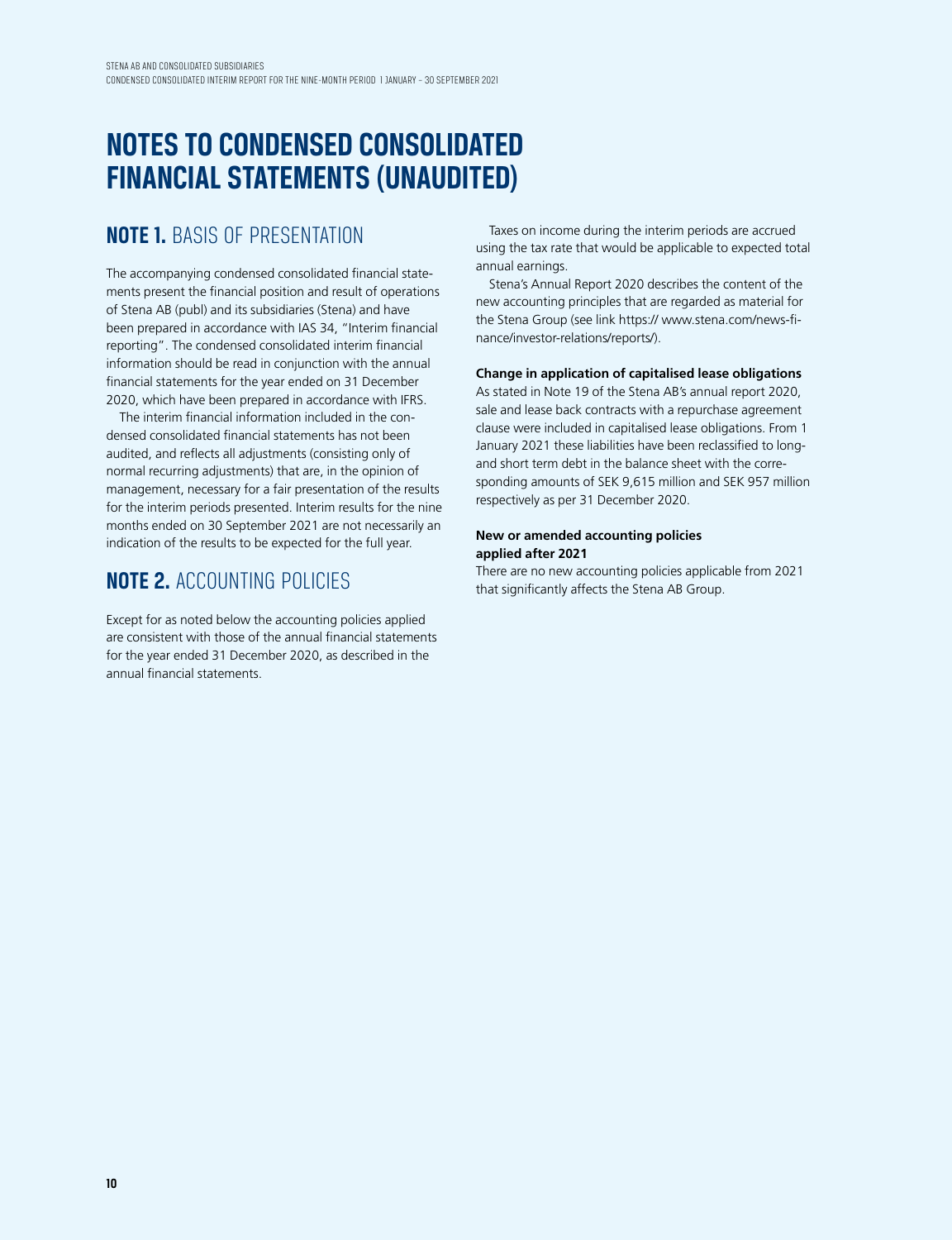# NOTES TO CONDENSED CONSOLIDATED FINANCIAL STATEMENTS (UNAUDITED)

## NOTE 1. BASIS OF PRESENTATION

The accompanying condensed consolidated financial statements present the financial position and result of operations of Stena AB (publ) and its subsidiaries (Stena) and have been prepared in accordance with IAS 34, "Interim financial reporting". The condensed consolidated interim financial information should be read in conjunction with the annual financial statements for the year ended on 31 December 2020, which have been prepared in accordance with IFRS.

The interim financial information included in the condensed consolidated financial statements has not been audited, and reflects all adjustments (consisting only of normal recurring adjustments) that are, in the opinion of management, necessary for a fair presentation of the results for the interim periods presented. Interim results for the nine months ended on 30 September 2021 are not necessarily an indication of the results to be expected for the full year.

## NOTE 2. ACCOUNTING POLICIES

Except for as noted below the accounting policies applied are consistent with those of the annual financial statements for the year ended 31 December 2020, as described in the annual financial statements.

Taxes on income during the interim periods are accrued using the tax rate that would be applicable to expected total annual earnings.

Stena's Annual Report 2020 describes the content of the new accounting principles that are regarded as material for the Stena Group (see link https:// www.stena.com/news-finance/investor-relations/reports/).

**Change in application of capitalised lease obligations**

As stated in Note 19 of the Stena AB's annual report 2020, sale and lease back contracts with a repurchase agreement clause were included in capitalised lease obligations. From 1 January 2021 these liabilities have been reclassified to long- and short term debt in the balance sheet with the corresponding amounts of SEK 9,615 million and SEK 957 million respectively as per 31 December 2020.

**New or amended accounting policies applied after 2021**

There are no new accounting policies applicable from 2021 that significantly affects the Stena AB Group.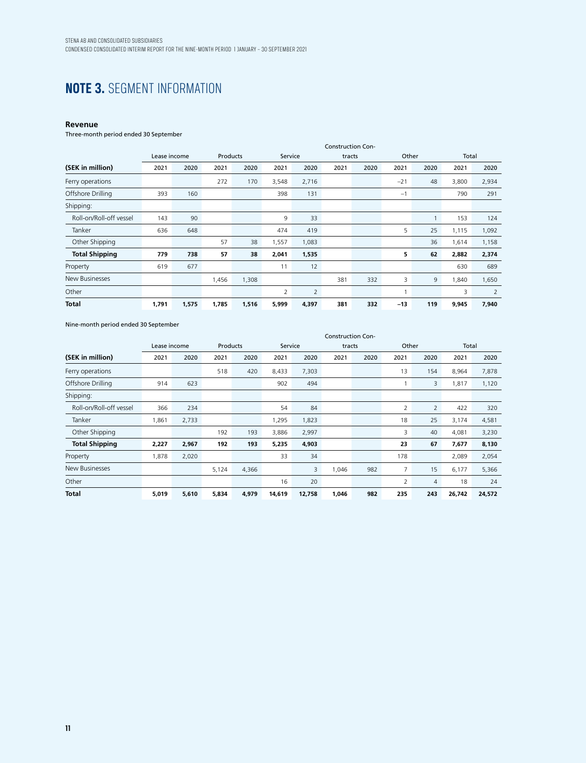# NOTE 3. SEGMENT INFORMATION

**Revenue**

Three-month period ended 30 September

| (SEK in million) | Lease income | | Products | | Service | | Construction Contracts | | Other | | Total | |
|---|---|---|---|---|---|---|---|---|---|---|---|---|
| | 2021 | 2020 | 2021 | 2020 | 2021 | 2020 | 2021 | 2020 | 2021 | 2020 | 2021 | 2020 |
| Ferry operations | | | 272 | 170 | 3,548 | 2,716 | | | −21 | 48 | 3,800 | 2,934 |
| Offshore Drilling | 393 | 160 | | | 398 | 131 | | | −1 | | 790 | 291 |
| Shipping: | | | | | | | | | | | | |
| Roll-on/Roll-off vessel | 143 | 90 | | | 9 | 33 | | | | 1 | 153 | 124 |
| Tanker | 636 | 648 | | | 474 | 419 | | | 5 | 25 | 1,115 | 1,092 |
| Other Shipping | | | 57 | 38 | 1,557 | 1,083 | | | | 36 | 1,614 | 1,158 |
| **Total Shipping** | **779** | **738** | **57** | **38** | **2,041** | **1,535** | | | **5** | **62** | **2,882** | **2,374** |
| Property | 619 | 677 | | | 11 | 12 | | | | | 630 | 689 |
| New Businesses | | | 1,456 | 1,308 | | | 381 | 332 | 3 | 9 | 1,840 | 1,650 |
| Other | | | | | 2 | 2 | | | 1 | | 3 | 2 |
| **Total** | **1,791** | **1,575** | **1,785** | **1,516** | **5,999** | **4,397** | **381** | **332** | **−13** | **119** | **9,945** | **7,940** |

Nine-month period ended 30 September

| (SEK in million) | Lease income | | Products | | Service | | Construction Contracts | | Other | | Total | |
|---|---|---|---|---|---|---|---|---|---|---|---|---|
| | 2021 | 2020 | 2021 | 2020 | 2021 | 2020 | 2021 | 2020 | 2021 | 2020 | 2021 | 2020 |
| Ferry operations | | | 518 | 420 | 8,433 | 7,303 | | | 13 | 154 | 8,964 | 7,878 |
| Offshore Drilling | 914 | 623 | | | 902 | 494 | | | 1 | 3 | 1,817 | 1,120 |
| Shipping: | | | | | | | | | | | | |
| Roll-on/Roll-off vessel | 366 | 234 | | | 54 | 84 | | | 2 | 2 | 422 | 320 |
| Tanker | 1,861 | 2,733 | | | 1,295 | 1,823 | | | 18 | 25 | 3,174 | 4,581 |
| Other Shipping | | | 192 | 193 | 3,886 | 2,997 | | | 3 | 40 | 4,081 | 3,230 |
| **Total Shipping** | **2,227** | **2,967** | **192** | **193** | **5,235** | **4,903** | | | **23** | **67** | **7,677** | **8,130** |
| Property | 1,878 | 2,020 | | | 33 | 34 | | | 178 | | 2,089 | 2,054 |
| New Businesses | | | 5,124 | 4,366 | | 3 | 1,046 | 982 | 7 | 15 | 6,177 | 5,366 |
| Other | | | | | 16 | 20 | | | 2 | 4 | 18 | 24 |
| **Total** | **5,019** | **5,610** | **5,834** | **4,979** | **14,619** | **12,758** | **1,046** | **982** | **235** | **243** | **26,742** | **24,572** |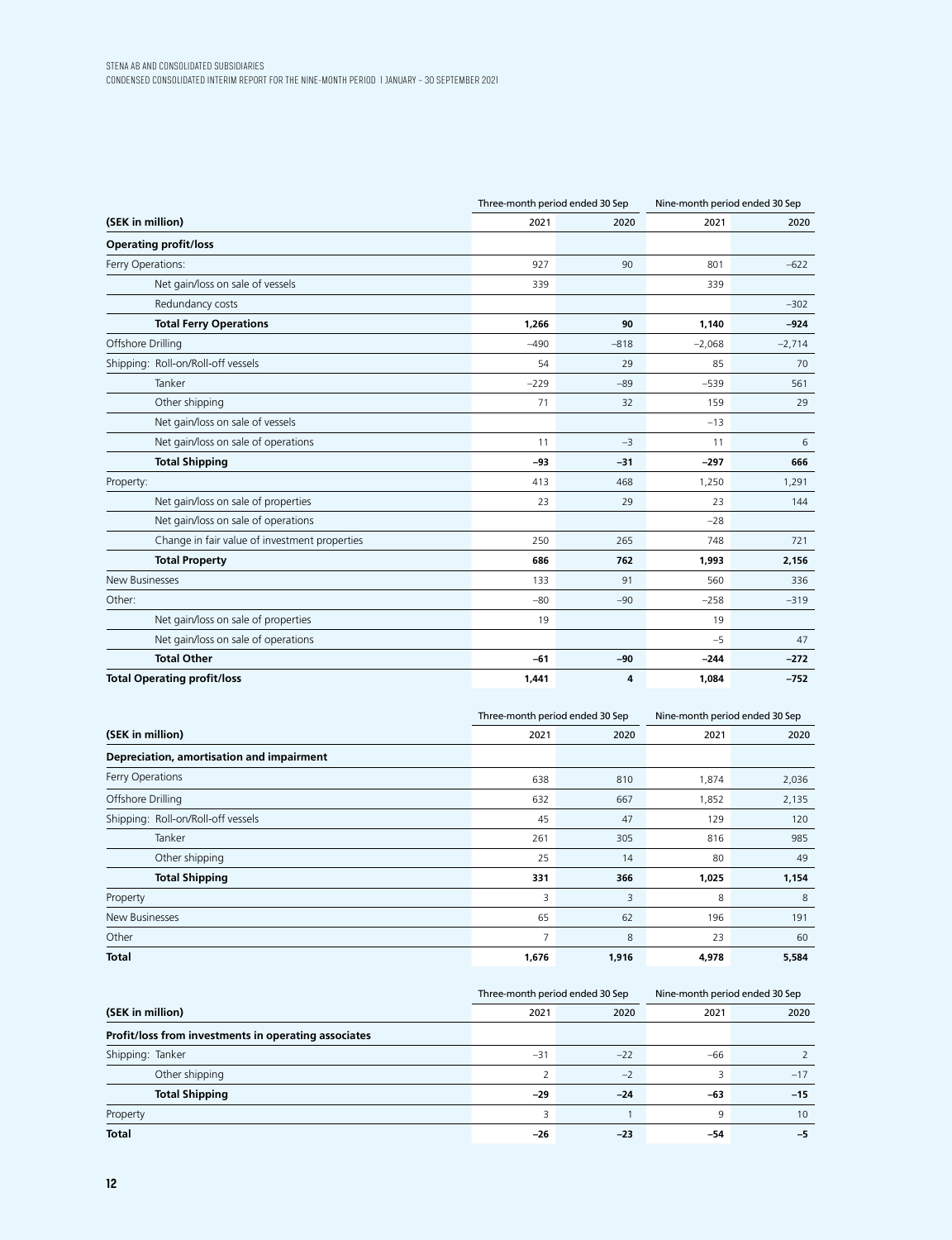| (SEK in million) | Three-month period ended 30 Sep 2021 | Three-month period ended 30 Sep 2020 | Nine-month period ended 30 Sep 2021 | Nine-month period ended 30 Sep 2020 |
|---|---|---|---|---|
| **Operating profit/loss** | | | | |
| Ferry Operations: | 927 | 90 | 801 | –622 |
| Net gain/loss on sale of vessels | 339 | | 339 | |
| Redundancy costs | | | | –302 |
| **Total Ferry Operations** | **1,266** | **90** | **1,140** | **–924** |
| Offshore Drilling | –490 | –818 | –2,068 | –2,714 |
| Shipping: Roll-on/Roll-off vessels | 54 | 29 | 85 | 70 |
| Tanker | –229 | –89 | –539 | 561 |
| Other shipping | 71 | 32 | 159 | 29 |
| Net gain/loss on sale of vessels | | | –13 | |
| Net gain/loss on sale of operations | 11 | –3 | 11 | 6 |
| **Total Shipping** | **–93** | **–31** | **–297** | **666** |
| Property: | 413 | 468 | 1,250 | 1,291 |
| Net gain/loss on sale of properties | 23 | 29 | 23 | 144 |
| Net gain/loss on sale of operations | | | –28 | |
| Change in fair value of investment properties | 250 | 265 | 748 | 721 |
| **Total Property** | **686** | **762** | **1,993** | **2,156** |
| New Businesses | 133 | 91 | 560 | 336 |
| Other: | –80 | –90 | –258 | –319 |
| Net gain/loss on sale of properties | 19 | | 19 | |
| Net gain/loss on sale of operations | | | –5 | 47 |
| **Total Other** | **–61** | **–90** | **–244** | **–272** |
| **Total Operating profit/loss** | **1,441** | **4** | **1,084** | **–752** |

| (SEK in million) | Three-month period ended 30 Sep 2021 | Three-month period ended 30 Sep 2020 | Nine-month period ended 30 Sep 2021 | Nine-month period ended 30 Sep 2020 |
|---|---|---|---|---|
| **Depreciation, amortisation and impairment** | | | | |
| Ferry Operations | 638 | 810 | 1,874 | 2,036 |
| Offshore Drilling | 632 | 667 | 1,852 | 2,135 |
| Shipping: Roll-on/Roll-off vessels | 45 | 47 | 129 | 120 |
| Tanker | 261 | 305 | 816 | 985 |
| Other shipping | 25 | 14 | 80 | 49 |
| **Total Shipping** | **331** | **366** | **1,025** | **1,154** |
| Property | 3 | 3 | 8 | 8 |
| New Businesses | 65 | 62 | 196 | 191 |
| Other | 7 | 8 | 23 | 60 |
| **Total** | **1,676** | **1,916** | **4,978** | **5,584** |

| (SEK in million) | Three-month period ended 30 Sep 2021 | Three-month period ended 30 Sep 2020 | Nine-month period ended 30 Sep 2021 | Nine-month period ended 30 Sep 2020 |
|---|---|---|---|---|
| **Profit/loss from investments in operating associates** | | | | |
| Shipping: Tanker | –31 | –22 | –66 | 2 |
| Other shipping | 2 | –2 | 3 | –17 |
| **Total Shipping** | **–29** | **–24** | **–63** | **–15** |
| Property | 3 | 1 | 9 | 10 |
| **Total** | **–26** | **–23** | **–54** | **–5** |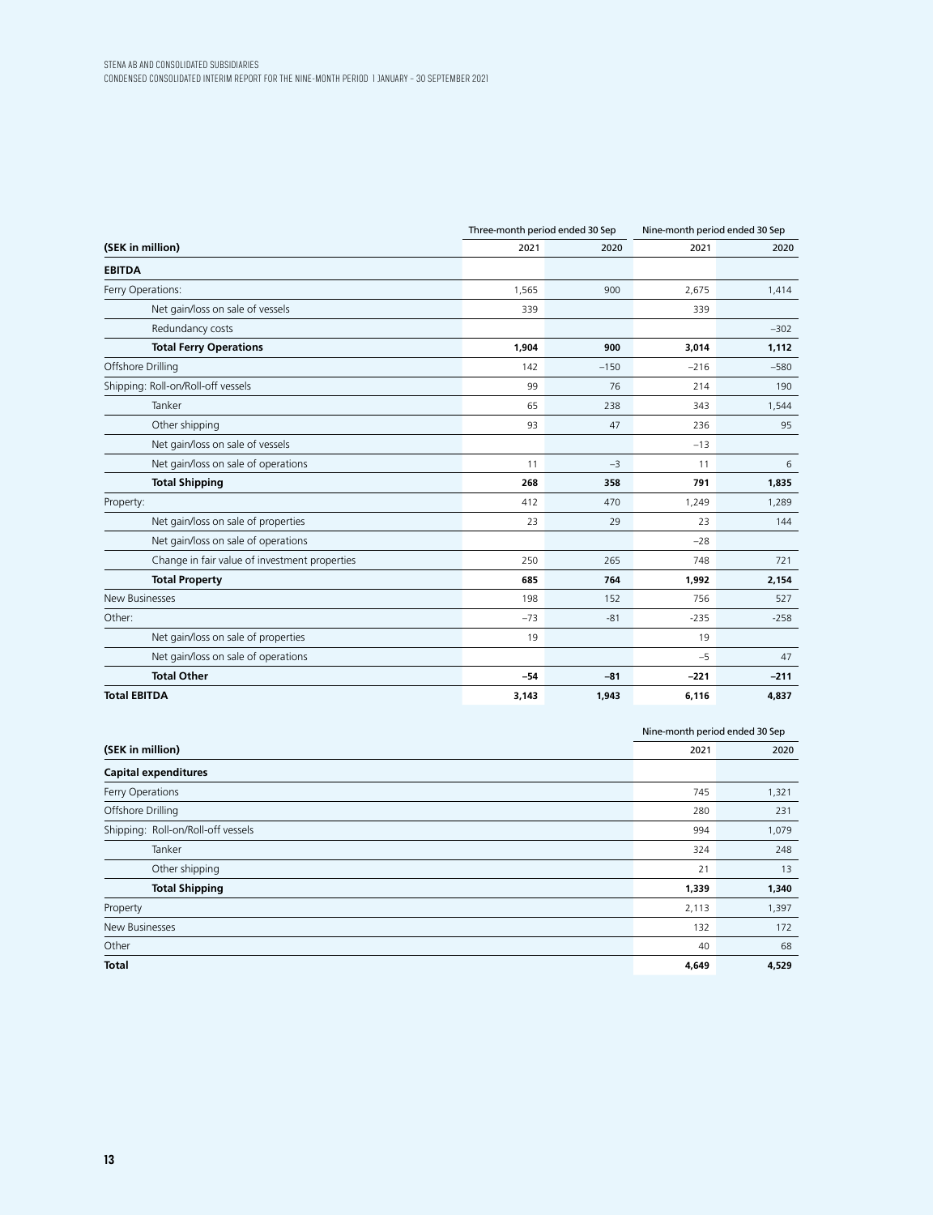| (SEK in million) | Three-month period ended 30 Sep | | Nine-month period ended 30 Sep | |
|---|---|---|---|---|
| | 2021 | 2020 | 2021 | 2020 |
| **EBITDA** | | | | |
| Ferry Operations: | 1,565 | 900 | 2,675 | 1,414 |
| Net gain/loss on sale of vessels | 339 | | 339 | |
| Redundancy costs | | | | –302 |
| **Total Ferry Operations** | **1,904** | **900** | **3,014** | **1,112** |
| Offshore Drilling | 142 | –150 | –216 | –580 |
| Shipping: Roll-on/Roll-off vessels | 99 | 76 | 214 | 190 |
| Tanker | 65 | 238 | 343 | 1,544 |
| Other shipping | 93 | 47 | 236 | 95 |
| Net gain/loss on sale of vessels | | | –13 | |
| Net gain/loss on sale of operations | 11 | –3 | 11 | 6 |
| **Total Shipping** | **268** | **358** | **791** | **1,835** |
| Property: | 412 | 470 | 1,249 | 1,289 |
| Net gain/loss on sale of properties | 23 | 29 | 23 | 144 |
| Net gain/loss on sale of operations | | | –28 | |
| Change in fair value of investment properties | 250 | 265 | 748 | 721 |
| **Total Property** | **685** | **764** | **1,992** | **2,154** |
| New Businesses | 198 | 152 | 756 | 527 |
| Other: | –73 | -81 | -235 | -258 |
| Net gain/loss on sale of properties | 19 | | 19 | |
| Net gain/loss on sale of operations | | | –5 | 47 |
| **Total Other** | **–54** | **–81** | **–221** | **–211** |
| **Total EBITDA** | **3,143** | **1,943** | **6,116** | **4,837** |

| (SEK in million) | Nine-month period ended 30 Sep | |
|---|---|---|
| | 2021 | 2020 |
| **Capital expenditures** | | |
| Ferry Operations | 745 | 1,321 |
| Offshore Drilling | 280 | 231 |
| Shipping: Roll-on/Roll-off vessels | 994 | 1,079 |
| Tanker | 324 | 248 |
| Other shipping | 21 | 13 |
| **Total Shipping** | **1,339** | **1,340** |
| Property | 2,113 | 1,397 |
| New Businesses | 132 | 172 |
| Other | 40 | 68 |
| **Total** | **4,649** | **4,529** |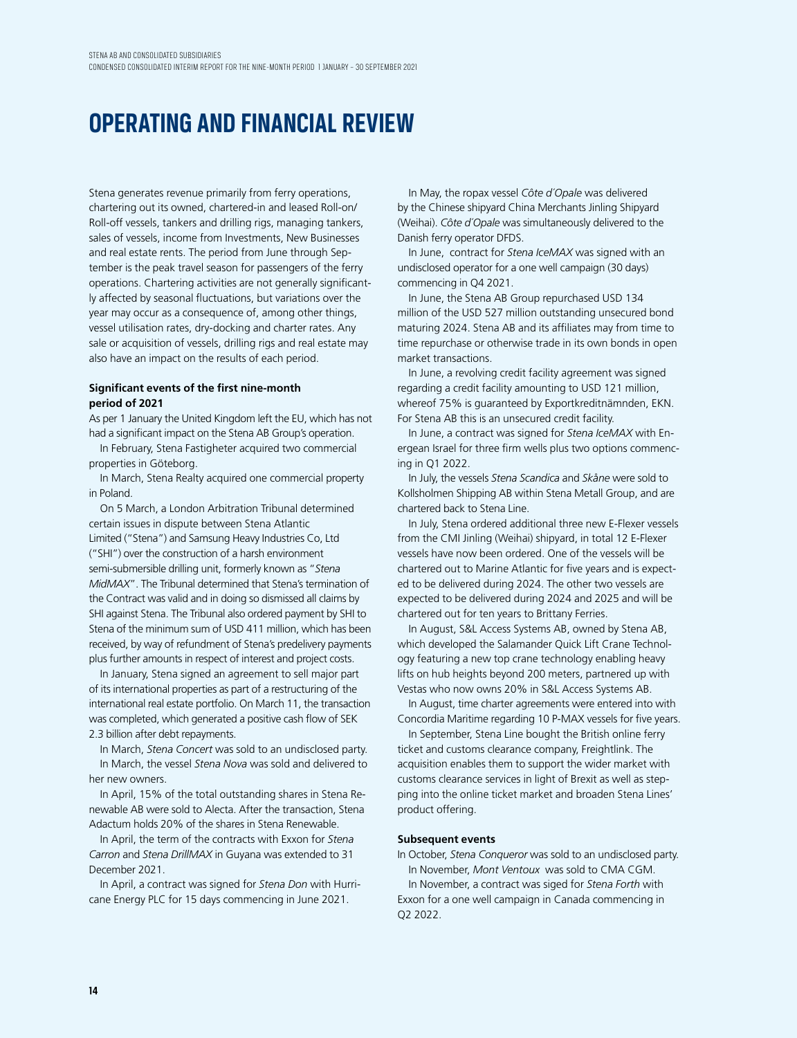# OPERATING AND FINANCIAL REVIEW

Stena generates revenue primarily from ferry operations, chartering out its owned, chartered-in and leased Roll-on/Roll-off vessels, tankers and drilling rigs, managing tankers, sales of vessels, income from Investments, New Businesses and real estate rents. The period from June through September is the peak travel season for passengers of the ferry operations. Chartering activities are not generally significantly affected by seasonal fluctuations, but variations over the year may occur as a consequence of, among other things, vessel utilisation rates, dry-docking and charter rates. Any sale or acquisition of vessels, drilling rigs and real estate may also have an impact on the results of each period.

**Significant events of the first nine-month period of 2021**

As per 1 January the United Kingdom left the EU, which has not had a significant impact on the Stena AB Group's operation.

In February, Stena Fastigheter acquired two commercial properties in Göteborg.

In March, Stena Realty acquired one commercial property in Poland.

On 5 March, a London Arbitration Tribunal determined certain issues in dispute between Stena Atlantic Limited ("Stena") and Samsung Heavy Industries Co, Ltd ("SHI") over the construction of a harsh environment semi-submersible drilling unit, formerly known as "*Stena MidMAX*". The Tribunal determined that Stena's termination of the Contract was valid and in doing so dismissed all claims by SHI against Stena. The Tribunal also ordered payment by SHI to Stena of the minimum sum of USD 411 million, which has been received, by way of refundment of Stena's predelivery payments plus further amounts in respect of interest and project costs.

In January, Stena signed an agreement to sell major part of its international properties as part of a restructuring of the international real estate portfolio. On March 11, the transaction was completed, which generated a positive cash flow of SEK 2.3 billion after debt repayments.

In March, *Stena Concert* was sold to an undisclosed party.

In March, the vessel *Stena Nova* was sold and delivered to her new owners.

In April, 15% of the total outstanding shares in Stena Renewable AB were sold to Alecta. After the transaction, Stena Adactum holds 20% of the shares in Stena Renewable.

In April, the term of the contracts with Exxon for *Stena Carron* and *Stena DrillMAX* in Guyana was extended to 31 December 2021.

In April, a contract was signed for *Stena Don* with Hurricane Energy PLC for 15 days commencing in June 2021.

In May, the ropax vessel *Côte d´Opale* was delivered by the Chinese shipyard China Merchants Jinling Shipyard (Weihai). *Côte d´Opale* was simultaneously delivered to the Danish ferry operator DFDS.

In June, contract for *Stena IceMAX* was signed with an undisclosed operator for a one well campaign (30 days) commencing in Q4 2021.

In June, the Stena AB Group repurchased USD 134 million of the USD 527 million outstanding unsecured bond maturing 2024. Stena AB and its affiliates may from time to time repurchase or otherwise trade in its own bonds in open market transactions.

In June, a revolving credit facility agreement was signed regarding a credit facility amounting to USD 121 million, whereof 75% is guaranteed by Exportkreditnämnden, EKN. For Stena AB this is an unsecured credit facility.

In June, a contract was signed for *Stena IceMAX* with Energean Israel for three firm wells plus two options commencing in Q1 2022.

In July, the vessels *Stena Scandica* and *Skåne* were sold to Kollsholmen Shipping AB within Stena Metall Group, and are chartered back to Stena Line.

In July, Stena ordered additional three new E-Flexer vessels from the CMI Jinling (Weihai) shipyard, in total 12 E-Flexer vessels have now been ordered. One of the vessels will be chartered out to Marine Atlantic for five years and is expected to be delivered during 2024. The other two vessels are expected to be delivered during 2024 and 2025 and will be chartered out for ten years to Brittany Ferries.

In August, S&L Access Systems AB, owned by Stena AB, which developed the Salamander Quick Lift Crane Technology featuring a new top crane technology enabling heavy lifts on hub heights beyond 200 meters, partnered up with Vestas who now owns 20% in S&L Access Systems AB.

In August, time charter agreements were entered into with Concordia Maritime regarding 10 P-MAX vessels for five years.

In September, Stena Line bought the British online ferry ticket and customs clearance company, Freightlink. The acquisition enables them to support the wider market with customs clearance services in light of Brexit as well as stepping into the online ticket market and broaden Stena Lines' product offering.

**Subsequent events**

In October, *Stena Conqueror* was sold to an undisclosed party.

In November, *Mont Ventoux* was sold to CMA CGM.

In November, a contract was siged for *Stena Forth* with Exxon for a one well campaign in Canada commencing in Q2 2022.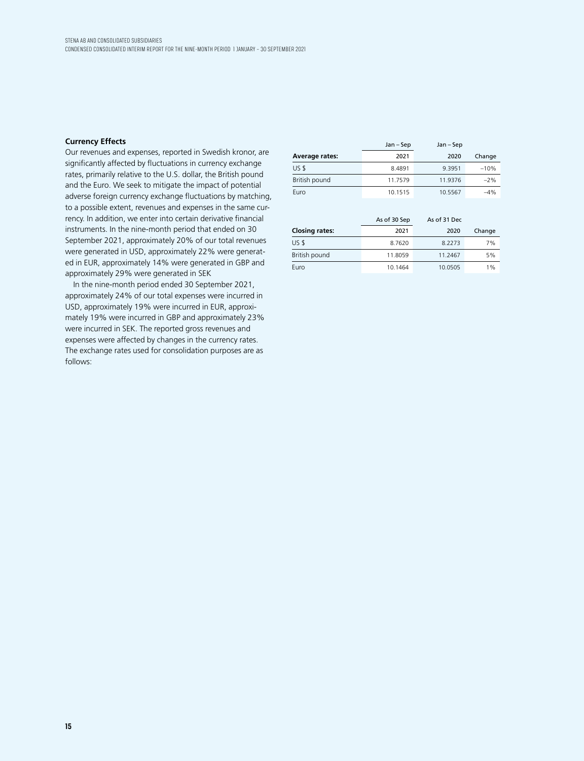### Currency Effects

Our revenues and expenses, reported in Swedish kronor, are significantly affected by fluctuations in currency exchange rates, primarily relative to the U.S. dollar, the British pound and the Euro. We seek to mitigate the impact of potential adverse foreign currency exchange fluctuations by matching, to a possible extent, revenues and expenses in the same currency. In addition, we enter into certain derivative financial instruments. In the nine-month period that ended on 30 September 2021, approximately 20% of our total revenues were generated in USD, approximately 22% were generated in EUR, approximately 14% were generated in GBP and approximately 29% were generated in SEK

In the nine-month period ended 30 September 2021, approximately 24% of our total expenses were incurred in USD, approximately 19% were incurred in EUR, approximately 19% were incurred in GBP and approximately 23% were incurred in SEK. The reported gross revenues and expenses were affected by changes in the currency rates. The exchange rates used for consolidation purposes are as follows:

| | Jan – Sep | Jan – Sep | |
|---|---|---|---|
| **Average rates:** | 2021 | 2020 | Change |
| US $ | 8.4891 | 9.3951 | –10% |
| British pound | 11.7579 | 11.9376 | –2% |
| Euro | 10.1515 | 10.5567 | –4% |

| | As of 30 Sep | As of 31 Dec | |
|---|---|---|---|
| **Closing rates:** | 2021 | 2020 | Change |
| US $ | 8.7620 | 8.2273 | 7% |
| British pound | 11.8059 | 11.2467 | 5% |
| Euro | 10.1464 | 10.0505 | 1% |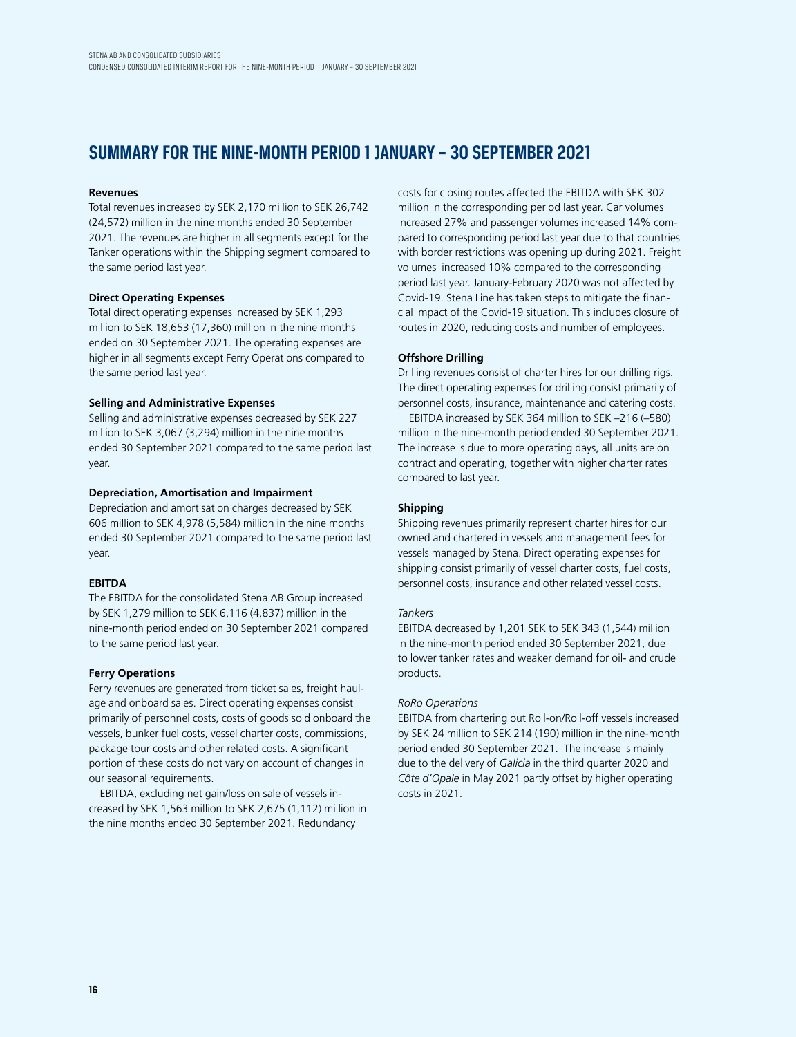# SUMMARY FOR THE NINE-MONTH PERIOD 1 JANUARY – 30 SEPTEMBER 2021

**Revenues**

Total revenues increased by SEK 2,170 million to SEK 26,742 (24,572) million in the nine months ended 30 September 2021. The revenues are higher in all segments except for the Tanker operations within the Shipping segment compared to the same period last year.

**Direct Operating Expenses**

Total direct operating expenses increased by SEK 1,293 million to SEK 18,653 (17,360) million in the nine months ended on 30 September 2021. The operating expenses are higher in all segments except Ferry Operations compared to the same period last year.

**Selling and Administrative Expenses**

Selling and administrative expenses decreased by SEK 227 million to SEK 3,067 (3,294) million in the nine months ended 30 September 2021 compared to the same period last year.

**Depreciation, Amortisation and Impairment**

Depreciation and amortisation charges decreased by SEK 606 million to SEK 4,978 (5,584) million in the nine months ended 30 September 2021 compared to the same period last year.

**EBITDA**

The EBITDA for the consolidated Stena AB Group increased by SEK 1,279 million to SEK 6,116 (4,837) million in the nine-month period ended on 30 September 2021 compared to the same period last year.

**Ferry Operations**

Ferry revenues are generated from ticket sales, freight haulage and onboard sales. Direct operating expenses consist primarily of personnel costs, costs of goods sold onboard the vessels, bunker fuel costs, vessel charter costs, commissions, package tour costs and other related costs. A significant portion of these costs do not vary on account of changes in our seasonal requirements.

EBITDA, excluding net gain/loss on sale of vessels increased by SEK 1,563 million to SEK 2,675 (1,112) million in the nine months ended 30 September 2021. Redundancy costs for closing routes affected the EBITDA with SEK 302 million in the corresponding period last year. Car volumes increased 27% and passenger volumes increased 14% compared to corresponding period last year due to that countries with border restrictions was opening up during 2021. Freight volumes increased 10% compared to the corresponding period last year. January-February 2020 was not affected by Covid-19. Stena Line has taken steps to mitigate the financial impact of the Covid-19 situation. This includes closure of routes in 2020, reducing costs and number of employees.

**Offshore Drilling**

Drilling revenues consist of charter hires for our drilling rigs. The direct operating expenses for drilling consist primarily of personnel costs, insurance, maintenance and catering costs.

EBITDA increased by SEK 364 million to SEK –216 (–580) million in the nine-month period ended 30 September 2021. The increase is due to more operating days, all units are on contract and operating, together with higher charter rates compared to last year.

**Shipping**

Shipping revenues primarily represent charter hires for our owned and chartered in vessels and management fees for vessels managed by Stena. Direct operating expenses for shipping consist primarily of vessel charter costs, fuel costs, personnel costs, insurance and other related vessel costs.

*Tankers*

EBITDA decreased by 1,201 SEK to SEK 343 (1,544) million in the nine-month period ended 30 September 2021, due to lower tanker rates and weaker demand for oil- and crude products.

*RoRo Operations*

EBITDA from chartering out Roll-on/Roll-off vessels increased by SEK 24 million to SEK 214 (190) million in the nine-month period ended 30 September 2021. The increase is mainly due to the delivery of *Galicia* in the third quarter 2020 and *Côte d'Opale* in May 2021 partly offset by higher operating costs in 2021.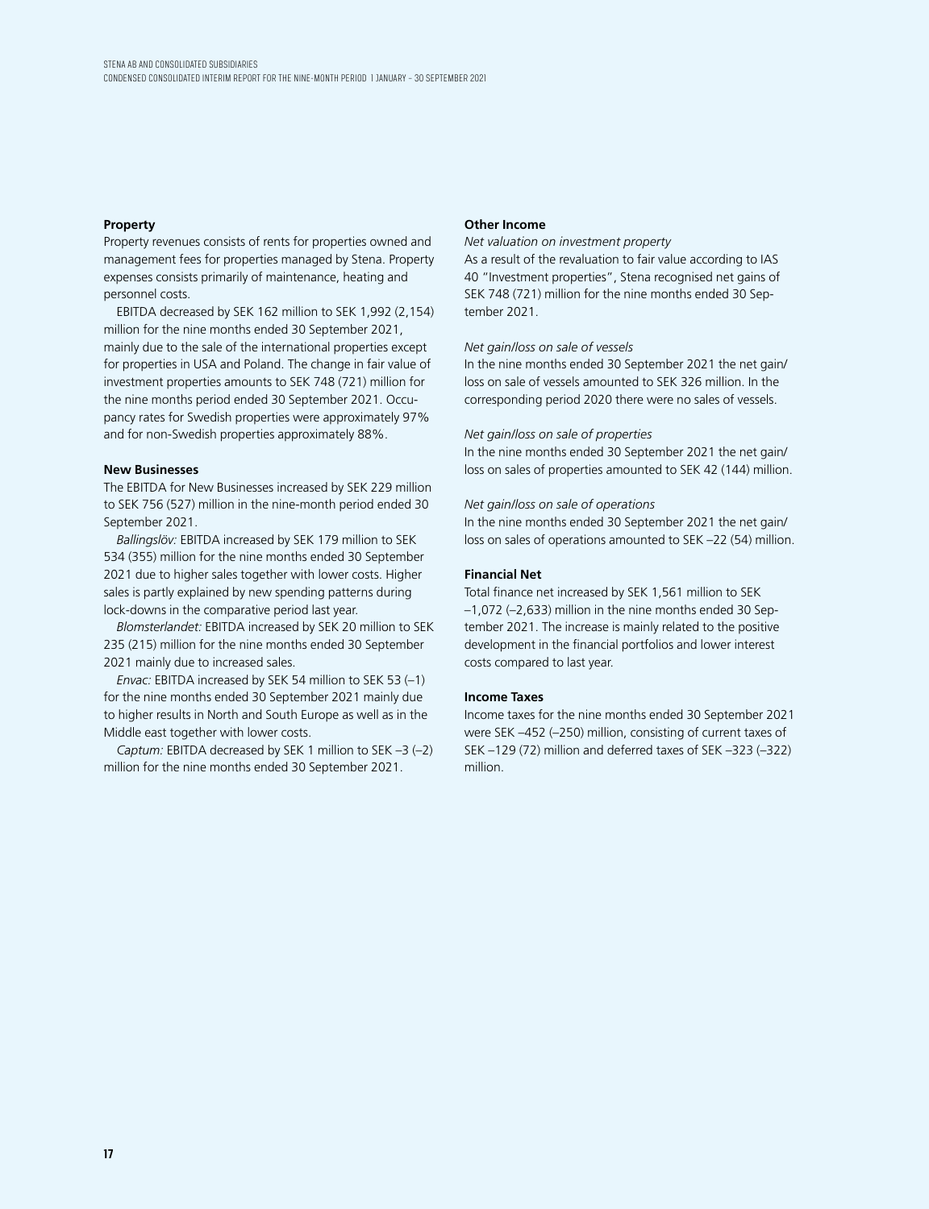**Property**

Property revenues consists of rents for properties owned and management fees for properties managed by Stena. Property expenses consists primarily of maintenance, heating and personnel costs.

EBITDA decreased by SEK 162 million to SEK 1,992 (2,154) million for the nine months ended 30 September 2021, mainly due to the sale of the international properties except for properties in USA and Poland. The change in fair value of investment properties amounts to SEK 748 (721) million for the nine months period ended 30 September 2021. Occupancy rates for Swedish properties were approximately 97% and for non-Swedish properties approximately 88%.

**New Businesses**

The EBITDA for New Businesses increased by SEK 229 million to SEK 756 (527) million in the nine-month period ended 30 September 2021.

*Ballingslöv:* EBITDA increased by SEK 179 million to SEK 534 (355) million for the nine months ended 30 September 2021 due to higher sales together with lower costs. Higher sales is partly explained by new spending patterns during lock-downs in the comparative period last year.

*Blomsterlandet:* EBITDA increased by SEK 20 million to SEK 235 (215) million for the nine months ended 30 September 2021 mainly due to increased sales.

*Envac:* EBITDA increased by SEK 54 million to SEK 53 (–1) for the nine months ended 30 September 2021 mainly due to higher results in North and South Europe as well as in the Middle east together with lower costs.

*Captum:* EBITDA decreased by SEK 1 million to SEK –3 (–2) million for the nine months ended 30 September 2021.

**Other Income**

*Net valuation on investment property*

As a result of the revaluation to fair value according to IAS 40 "Investment properties", Stena recognised net gains of SEK 748 (721) million for the nine months ended 30 September 2021.

*Net gain/loss on sale of vessels*

In the nine months ended 30 September 2021 the net gain/loss on sale of vessels amounted to SEK 326 million. In the corresponding period 2020 there were no sales of vessels.

*Net gain/loss on sale of properties*

In the nine months ended 30 September 2021 the net gain/loss on sales of properties amounted to SEK 42 (144) million.

*Net gain/loss on sale of operations*

In the nine months ended 30 September 2021 the net gain/loss on sales of operations amounted to SEK –22 (54) million.

**Financial Net**

Total finance net increased by SEK 1,561 million to SEK –1,072 (–2,633) million in the nine months ended 30 September 2021. The increase is mainly related to the positive development in the financial portfolios and lower interest costs compared to last year.

**Income Taxes**

Income taxes for the nine months ended 30 September 2021 were SEK –452 (–250) million, consisting of current taxes of SEK –129 (72) million and deferred taxes of SEK –323 (–322) million.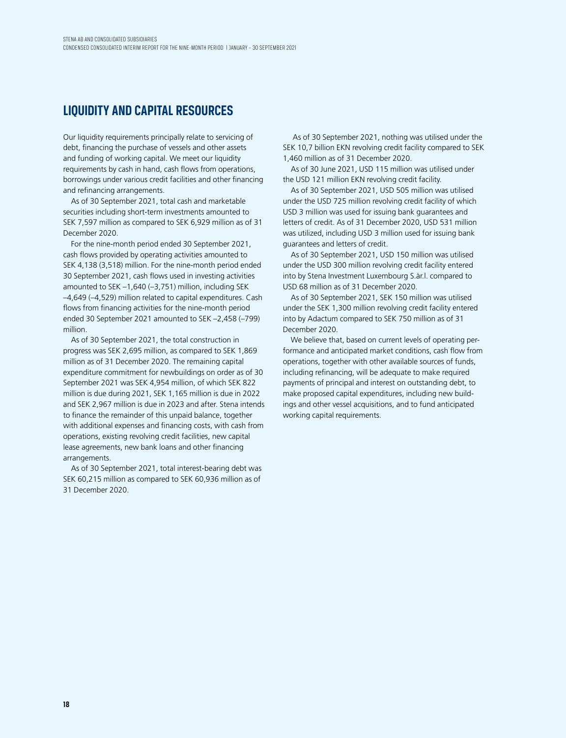## LIQUIDITY AND CAPITAL RESOURCES

Our liquidity requirements principally relate to servicing of debt, financing the purchase of vessels and other assets and funding of working capital. We meet our liquidity requirements by cash in hand, cash flows from operations, borrowings under various credit facilities and other financing and refinancing arrangements.

As of 30 September 2021, total cash and marketable securities including short-term investments amounted to SEK 7,597 million as compared to SEK 6,929 million as of 31 December 2020.

For the nine-month period ended 30 September 2021, cash flows provided by operating activities amounted to SEK 4,138 (3,518) million. For the nine-month period ended 30 September 2021, cash flows used in investing activities amounted to SEK –1,640 (–3,751) million, including SEK –4,649 (–4,529) million related to capital expenditures. Cash flows from financing activities for the nine-month period ended 30 September 2021 amounted to SEK –2,458 (–799) million.

As of 30 September 2021, the total construction in progress was SEK 2,695 million, as compared to SEK 1,869 million as of 31 December 2020. The remaining capital expenditure commitment for newbuildings on order as of 30 September 2021 was SEK 4,954 million, of which SEK 822 million is due during 2021, SEK 1,165 million is due in 2022 and SEK 2,967 million is due in 2023 and after. Stena intends to finance the remainder of this unpaid balance, together with additional expenses and financing costs, with cash from operations, existing revolving credit facilities, new capital lease agreements, new bank loans and other financing arrangements.

As of 30 September 2021, total interest-bearing debt was SEK 60,215 million as compared to SEK 60,936 million as of 31 December 2020.

As of 30 September 2021, nothing was utilised under the SEK 10,7 billion EKN revolving credit facility compared to SEK 1,460 million as of 31 December 2020.

As of 30 June 2021, USD 115 million was utilised under the USD 121 million EKN revolving credit facility.

As of 30 September 2021, USD 505 million was utilised under the USD 725 million revolving credit facility of which USD 3 million was used for issuing bank guarantees and letters of credit. As of 31 December 2020, USD 531 million was utilized, including USD 3 million used for issuing bank guarantees and letters of credit.

As of 30 September 2021, USD 150 million was utilised under the USD 300 million revolving credit facility entered into by Stena Investment Luxembourg S.àr.l. compared to USD 68 million as of 31 December 2020.

As of 30 September 2021, SEK 150 million was utilised under the SEK 1,300 million revolving credit facility entered into by Adactum compared to SEK 750 million as of 31 December 2020.

We believe that, based on current levels of operating performance and anticipated market conditions, cash flow from operations, together with other available sources of funds, including refinancing, will be adequate to make required payments of principal and interest on outstanding debt, to make proposed capital expenditures, including new buildings and other vessel acquisitions, and to fund anticipated working capital requirements.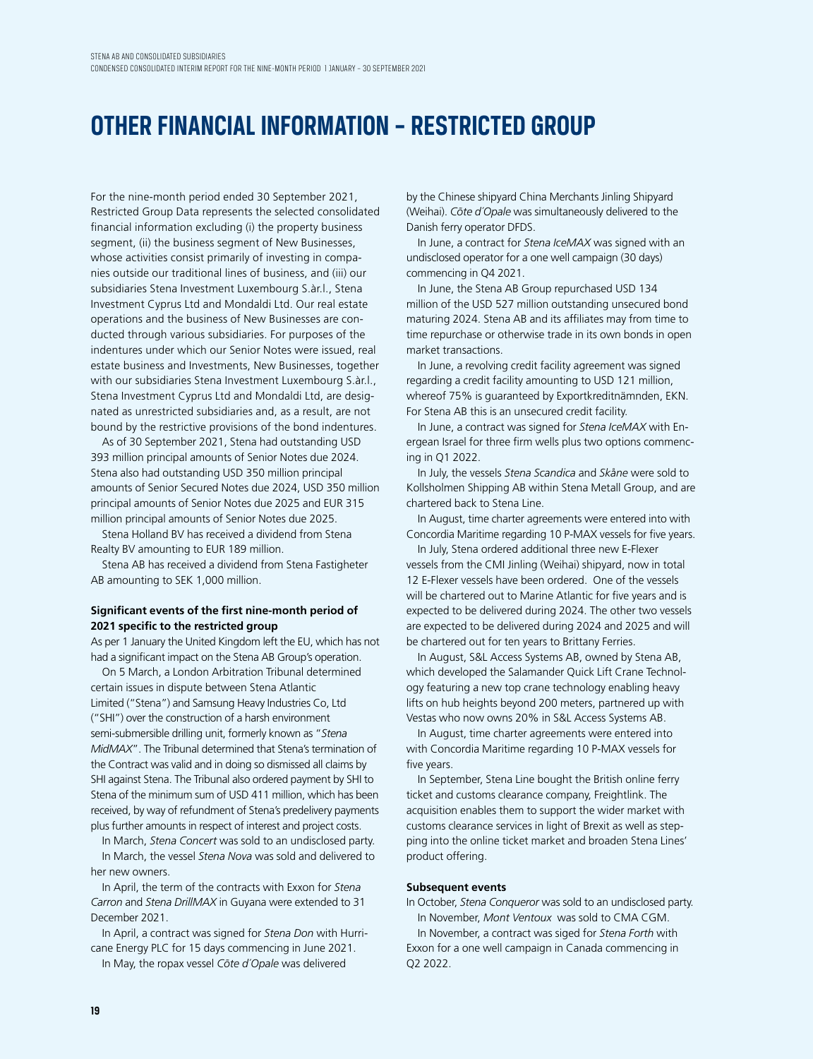# OTHER FINANCIAL INFORMATION – RESTRICTED GROUP

For the nine-month period ended 30 September 2021, Restricted Group Data represents the selected consolidated financial information excluding (i) the property business segment, (ii) the business segment of New Businesses, whose activities consist primarily of investing in companies outside our traditional lines of business, and (iii) our subsidiaries Stena Investment Luxembourg S.àr.l., Stena Investment Cyprus Ltd and Mondaldi Ltd. Our real estate operations and the business of New Businesses are conducted through various subsidiaries. For purposes of the indentures under which our Senior Notes were issued, real estate business and Investments, New Businesses, together with our subsidiaries Stena Investment Luxembourg S.àr.l., Stena Investment Cyprus Ltd and Mondaldi Ltd, are designated as unrestricted subsidiaries and, as a result, are not bound by the restrictive provisions of the bond indentures.

As of 30 September 2021, Stena had outstanding USD 393 million principal amounts of Senior Notes due 2024. Stena also had outstanding USD 350 million principal amounts of Senior Secured Notes due 2024, USD 350 million principal amounts of Senior Notes due 2025 and EUR 315 million principal amounts of Senior Notes due 2025.

Stena Holland BV has received a dividend from Stena Realty BV amounting to EUR 189 million.

Stena AB has received a dividend from Stena Fastigheter AB amounting to SEK 1,000 million.

**Significant events of the first nine-month period of 2021 specific to the restricted group**

As per 1 January the United Kingdom left the EU, which has not had a significant impact on the Stena AB Group's operation.

On 5 March, a London Arbitration Tribunal determined certain issues in dispute between Stena Atlantic Limited ("Stena") and Samsung Heavy Industries Co, Ltd ("SHI") over the construction of a harsh environment semi-submersible drilling unit, formerly known as "*Stena MidMAX*". The Tribunal determined that Stena's termination of the Contract was valid and in doing so dismissed all claims by SHI against Stena. The Tribunal also ordered payment by SHI to Stena of the minimum sum of USD 411 million, which has been received, by way of refundment of Stena's predelivery payments plus further amounts in respect of interest and project costs.

In March, *Stena Concert* was sold to an undisclosed party.

In March, the vessel *Stena Nova* was sold and delivered to her new owners.

In April, the term of the contracts with Exxon for *Stena Carron* and *Stena DrillMAX* in Guyana were extended to 31 December 2021.

In April, a contract was signed for *Stena Don* with Hurricane Energy PLC for 15 days commencing in June 2021.

In May, the ropax vessel *Côte d´Opale* was delivered by the Chinese shipyard China Merchants Jinling Shipyard (Weihai). *Côte d´Opale* was simultaneously delivered to the Danish ferry operator DFDS.

In June, a contract for *Stena IceMAX* was signed with an undisclosed operator for a one well campaign (30 days) commencing in Q4 2021.

In June, the Stena AB Group repurchased USD 134 million of the USD 527 million outstanding unsecured bond maturing 2024. Stena AB and its affiliates may from time to time repurchase or otherwise trade in its own bonds in open market transactions.

In June, a revolving credit facility agreement was signed regarding a credit facility amounting to USD 121 million, whereof 75% is guaranteed by Exportkreditnämnden, EKN. For Stena AB this is an unsecured credit facility.

In June, a contract was signed for *Stena IceMAX* with Energean Israel for three firm wells plus two options commencing in Q1 2022.

In July, the vessels *Stena Scandica* and *Skåne* were sold to Kollsholmen Shipping AB within Stena Metall Group, and are chartered back to Stena Line.

In August, time charter agreements were entered into with Concordia Maritime regarding 10 P-MAX vessels for five years.

In July, Stena ordered additional three new E-Flexer vessels from the CMI Jinling (Weihai) shipyard, now in total 12 E-Flexer vessels have been ordered. One of the vessels will be chartered out to Marine Atlantic for five years and is expected to be delivered during 2024. The other two vessels are expected to be delivered during 2024 and 2025 and will be chartered out for ten years to Brittany Ferries.

In August, S&L Access Systems AB, owned by Stena AB, which developed the Salamander Quick Lift Crane Technology featuring a new top crane technology enabling heavy lifts on hub heights beyond 200 meters, partnered up with Vestas who now owns 20% in S&L Access Systems AB.

In August, time charter agreements were entered into with Concordia Maritime regarding 10 P-MAX vessels for five years.

In September, Stena Line bought the British online ferry ticket and customs clearance company, Freightlink. The acquisition enables them to support the wider market with customs clearance services in light of Brexit as well as stepping into the online ticket market and broaden Stena Lines' product offering.

**Subsequent events**

In October, *Stena Conqueror* was sold to an undisclosed party.

In November, *Mont Ventoux* was sold to CMA CGM.

In November, a contract was siged for *Stena Forth* with Exxon for a one well campaign in Canada commencing in Q2 2022.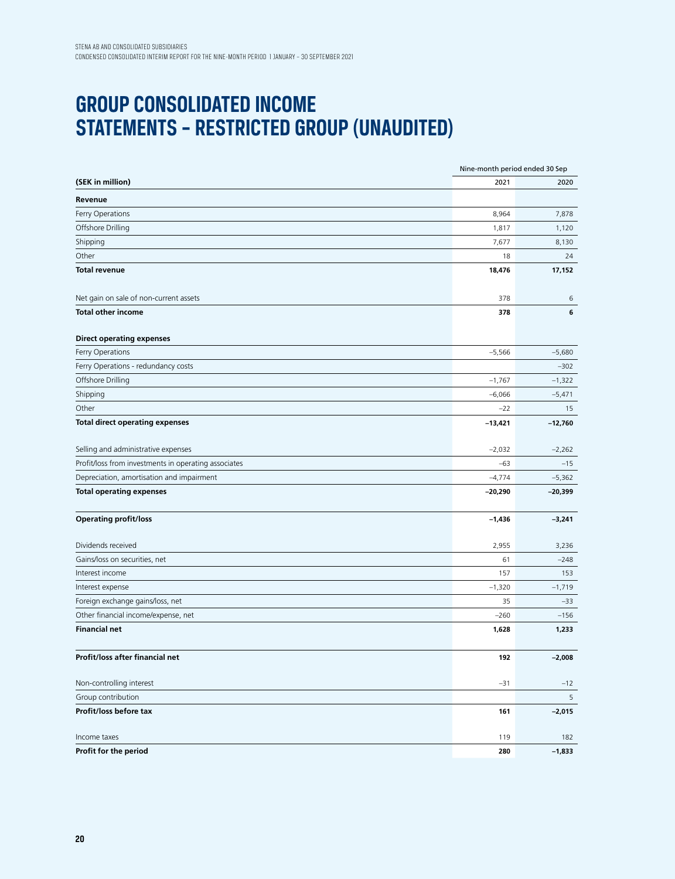# GROUP CONSOLIDATED INCOME STATEMENTS – RESTRICTED GROUP (UNAUDITED)

| | Nine-month period ended 30 Sep | |
|---|---|---|
| **(SEK in million)** | 2021 | 2020 |
| **Revenue** | | |
| Ferry Operations | 8,964 | 7,878 |
| Offshore Drilling | 1,817 | 1,120 |
| Shipping | 7,677 | 8,130 |
| Other | 18 | 24 |
| **Total revenue** | **18,476** | **17,152** |
| | | |
| Net gain on sale of non-current assets | 378 | 6 |
| **Total other income** | **378** | **6** |
| | | |
| **Direct operating expenses** | | |
| Ferry Operations | –5,566 | –5,680 |
| Ferry Operations - redundancy costs | | –302 |
| Offshore Drilling | –1,767 | –1,322 |
| Shipping | –6,066 | –5,471 |
| Other | –22 | 15 |
| **Total direct operating expenses** | **–13,421** | **–12,760** |
| | | |
| Selling and administrative expenses | –2,032 | –2,262 |
| Profit/loss from investments in operating associates | –63 | –15 |
| Depreciation, amortisation and impairment | –4,774 | –5,362 |
| **Total operating expenses** | **–20,290** | **–20,399** |
| | | |
| **Operating profit/loss** | **–1,436** | **–3,241** |
| | | |
| Dividends received | 2,955 | 3,236 |
| Gains/loss on securities, net | 61 | –248 |
| Interest income | 157 | 153 |
| Interest expense | –1,320 | –1,719 |
| Foreign exchange gains/loss, net | 35 | –33 |
| Other financial income/expense, net | –260 | –156 |
| **Financial net** | **1,628** | **1,233** |
| | | |
| **Profit/loss after financial net** | **192** | **–2,008** |
| | | |
| Non-controlling interest | –31 | –12 |
| Group contribution | | 5 |
| **Profit/loss before tax** | **161** | **–2,015** |
| | | |
| Income taxes | 119 | 182 |
| **Profit for the period** | **280** | **–1,833** |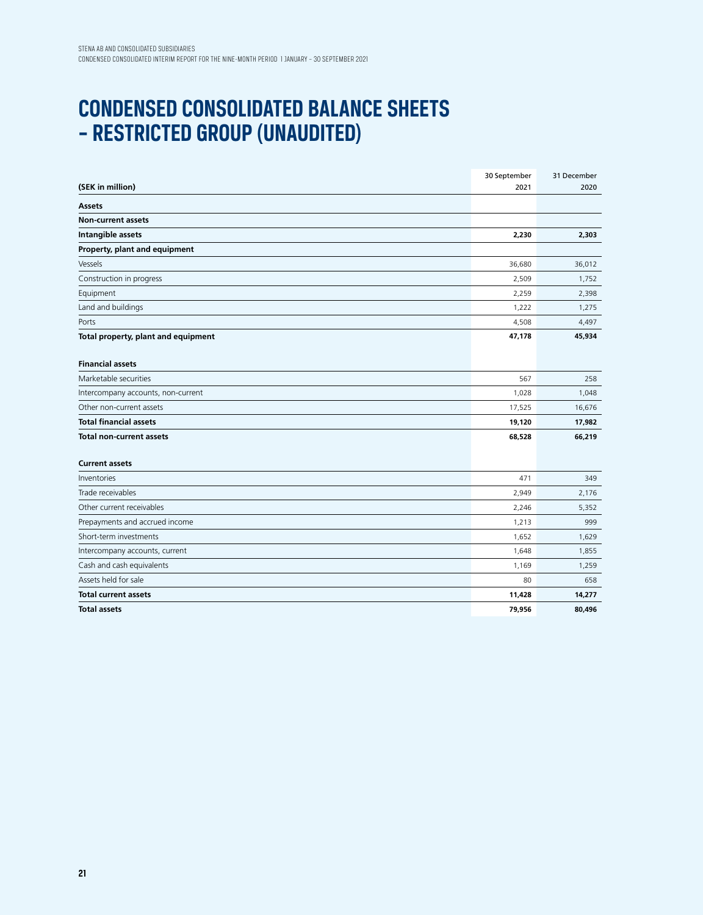# CONDENSED CONSOLIDATED BALANCE SHEETS – RESTRICTED GROUP (UNAUDITED)

| (SEK in million) | 30 September 2021 | 31 December 2020 |
|---|---|---|
| **Assets** | | |
| **Non-current assets** | | |
| **Intangible assets** | **2,230** | **2,303** |
| **Property, plant and equipment** | | |
| Vessels | 36,680 | 36,012 |
| Construction in progress | 2,509 | 1,752 |
| Equipment | 2,259 | 2,398 |
| Land and buildings | 1,222 | 1,275 |
| Ports | 4,508 | 4,497 |
| **Total property, plant and equipment** | **47,178** | **45,934** |
| **Financial assets** | | |
| Marketable securities | 567 | 258 |
| Intercompany accounts, non-current | 1,028 | 1,048 |
| Other non-current assets | 17,525 | 16,676 |
| **Total financial assets** | **19,120** | **17,982** |
| **Total non-current assets** | **68,528** | **66,219** |
| **Current assets** | | |
| Inventories | 471 | 349 |
| Trade receivables | 2,949 | 2,176 |
| Other current receivables | 2,246 | 5,352 |
| Prepayments and accrued income | 1,213 | 999 |
| Short-term investments | 1,652 | 1,629 |
| Intercompany accounts, current | 1,648 | 1,855 |
| Cash and cash equivalents | 1,169 | 1,259 |
| Assets held for sale | 80 | 658 |
| **Total current assets** | **11,428** | **14,277** |
| **Total assets** | **79,956** | **80,496** |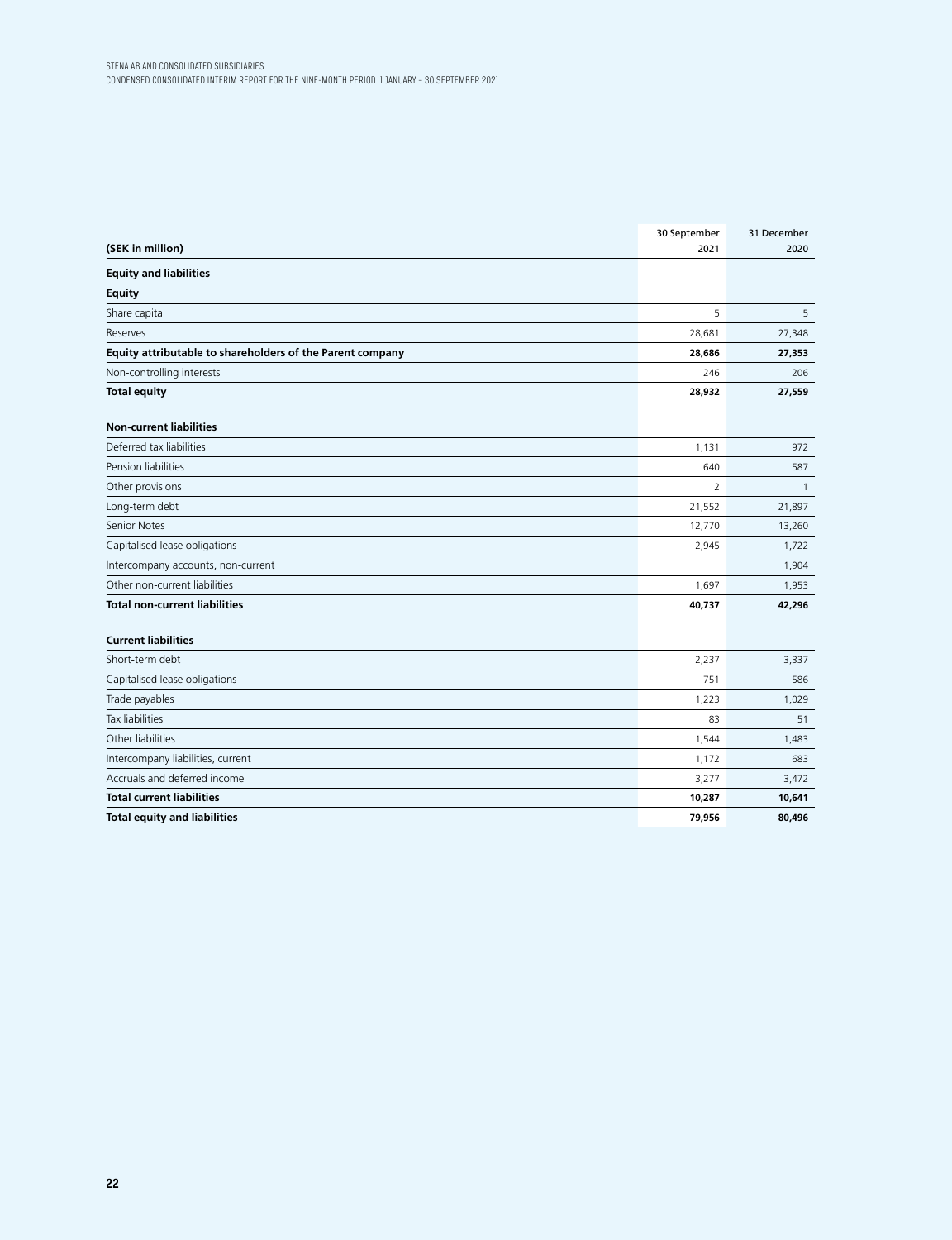| (SEK in million) | 30 September 2021 | 31 December 2020 |
| --- | --- | --- |
| **Equity and liabilities** | | |
| **Equity** | | |
| Share capital | 5 | 5 |
| Reserves | 28,681 | 27,348 |
| **Equity attributable to shareholders of the Parent company** | **28,686** | **27,353** |
| Non-controlling interests | 246 | 206 |
| **Total equity** | **28,932** | **27,559** |
| **Non-current liabilities** | | |
| Deferred tax liabilities | 1,131 | 972 |
| Pension liabilities | 640 | 587 |
| Other provisions | 2 | 1 |
| Long-term debt | 21,552 | 21,897 |
| Senior Notes | 12,770 | 13,260 |
| Capitalised lease obligations | 2,945 | 1,722 |
| Intercompany accounts, non-current | | 1,904 |
| Other non-current liabilities | 1,697 | 1,953 |
| **Total non-current liabilities** | **40,737** | **42,296** |
| **Current liabilities** | | |
| Short-term debt | 2,237 | 3,337 |
| Capitalised lease obligations | 751 | 586 |
| Trade payables | 1,223 | 1,029 |
| Tax liabilities | 83 | 51 |
| Other liabilities | 1,544 | 1,483 |
| Intercompany liabilities, current | 1,172 | 683 |
| Accruals and deferred income | 3,277 | 3,472 |
| **Total current liabilities** | **10,287** | **10,641** |
| **Total equity and liabilities** | **79,956** | **80,496** |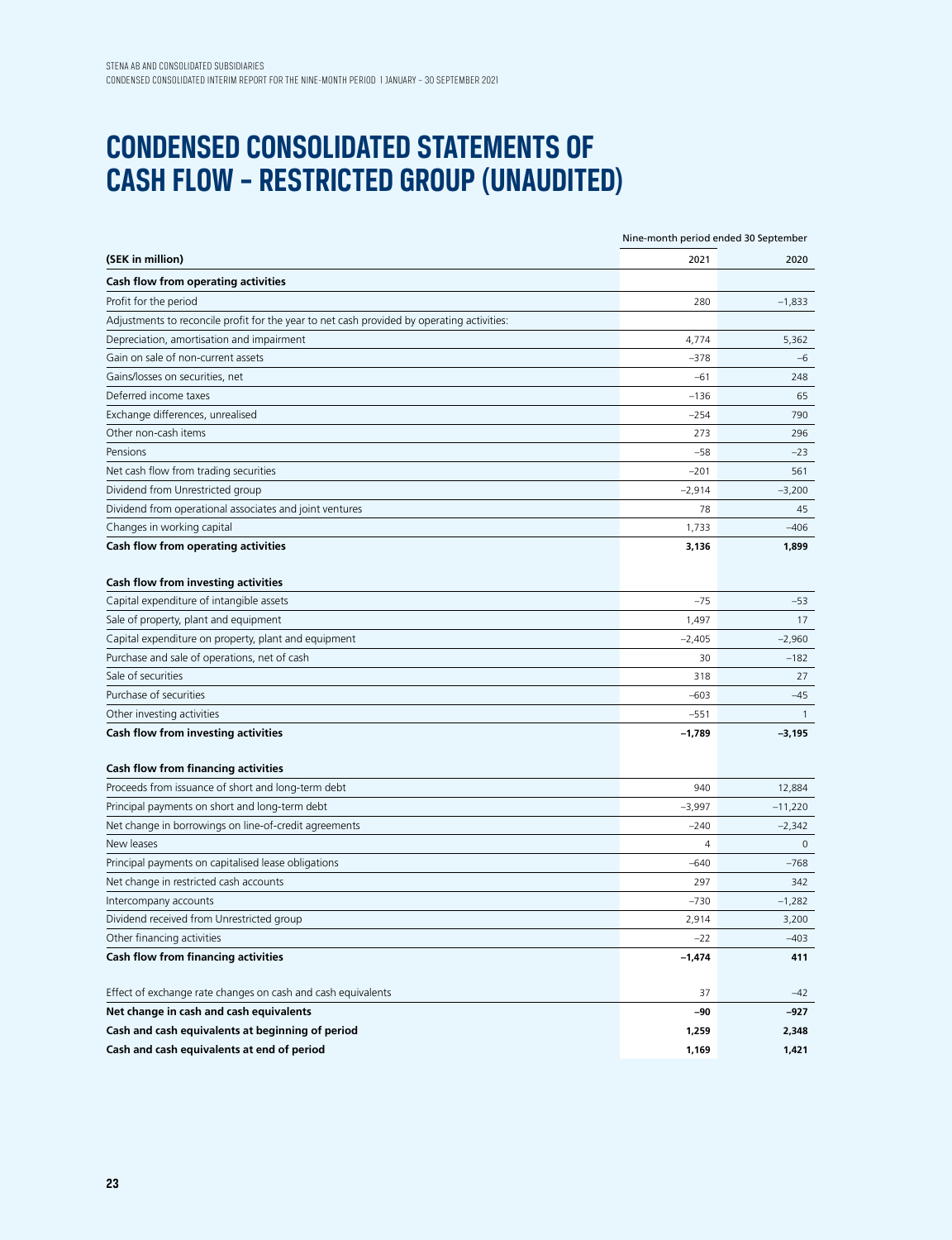# CONDENSED CONSOLIDATED STATEMENTS OF CASH FLOW – RESTRICTED GROUP (UNAUDITED)

| | Nine-month period ended 30 September | |
|---|---|---|
| **(SEK in million)** | 2021 | 2020 |
| **Cash flow from operating activities** | | |
| Profit for the period | 280 | –1,833 |
| Adjustments to reconcile profit for the year to net cash provided by operating activities: | | |
| Depreciation, amortisation and impairment | 4,774 | 5,362 |
| Gain on sale of non-current assets | –378 | –6 |
| Gains/losses on securities, net | –61 | 248 |
| Deferred income taxes | –136 | 65 |
| Exchange differences, unrealised | –254 | 790 |
| Other non-cash items | 273 | 296 |
| Pensions | –58 | –23 |
| Net cash flow from trading securities | –201 | 561 |
| Dividend from Unrestricted group | –2,914 | –3,200 |
| Dividend from operational associates and joint ventures | 78 | 45 |
| Changes in working capital | 1,733 | –406 |
| **Cash flow from operating activities** | **3,136** | **1,899** |
| | | |
| **Cash flow from investing activities** | | |
| Capital expenditure of intangible assets | –75 | –53 |
| Sale of property, plant and equipment | 1,497 | 17 |
| Capital expenditure on property, plant and equipment | –2,405 | –2,960 |
| Purchase and sale of operations, net of cash | 30 | –182 |
| Sale of securities | 318 | 27 |
| Purchase of securities | –603 | –45 |
| Other investing activities | –551 | 1 |
| **Cash flow from investing activities** | **–1,789** | **–3,195** |
| | | |
| **Cash flow from financing activities** | | |
| Proceeds from issuance of short and long-term debt | 940 | 12,884 |
| Principal payments on short and long-term debt | –3,997 | –11,220 |
| Net change in borrowings on line-of-credit agreements | –240 | –2,342 |
| New leases | 4 | 0 |
| Principal payments on capitalised lease obligations | –640 | –768 |
| Net change in restricted cash accounts | 297 | 342 |
| Intercompany accounts | –730 | –1,282 |
| Dividend received from Unrestricted group | 2,914 | 3,200 |
| Other financing activities | –22 | –403 |
| **Cash flow from financing activities** | **–1,474** | **411** |
| | | |
| Effect of exchange rate changes on cash and cash equivalents | 37 | –42 |
| **Net change in cash and cash equivalents** | **–90** | **–927** |
| **Cash and cash equivalents at beginning of period** | **1,259** | **2,348** |
| **Cash and cash equivalents at end of period** | **1,169** | **1,421** |